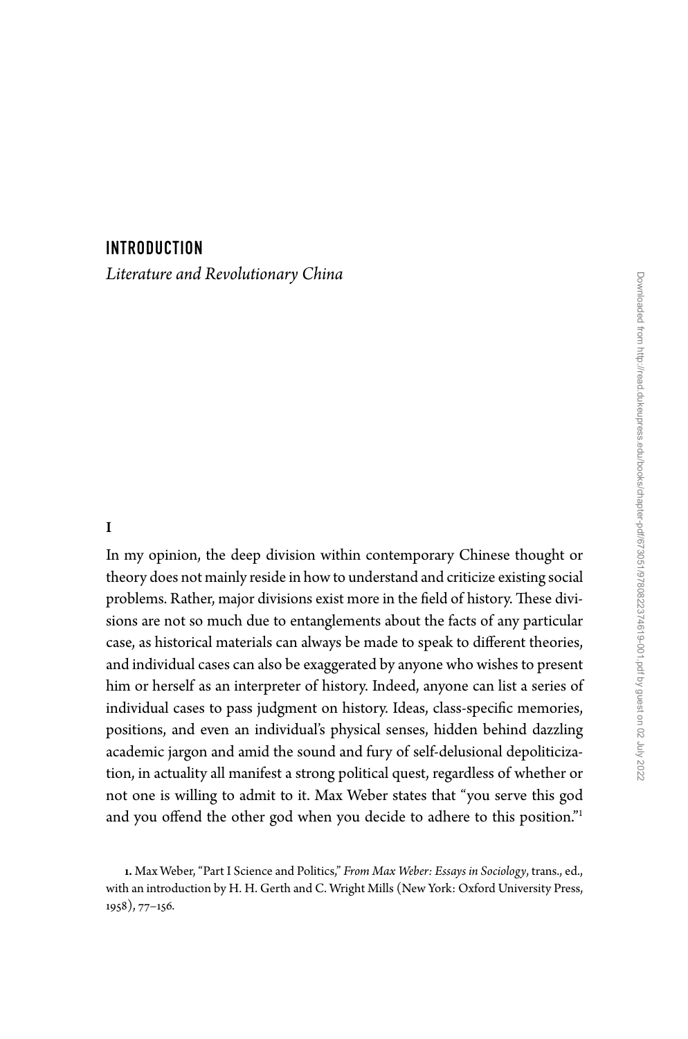# INTRODUCTION

*Literature and Revolutionary China*

## I

In my opinion, the deep division within contemporary Chinese thought or theory does not mainly reside in how to understand and criticize existing social problems. Rather, major divisions exist more in the field of history. These divisions are not so much due to entanglements about the facts of any particular case, as historical materials can always be made to speak to different theories, and individual cases can also be exaggerated by anyone who wishes to present him or herself as an interpreter of history. Indeed, anyone can list a series of individual cases to pass judgment on history. Ideas, class-specific memories, positions, and even an individual's physical senses, hidden behind dazzling academic jargon and amid the sound and fury of self-delusional depoliticization, in actuality all manifest a strong political quest, regardless of whether or not one is willing to admit to it. Max Weber states that "you serve this god and you offend the other god when you decide to adhere to this position."[1]

1. Max Weber, "Part I Science and Politics," *From Max Weber: Essays in Sociology*, trans., ed., with an introduction by H. H. Gerth and C. Wright Mills (New York: Oxford University Press, 1958), 77–156.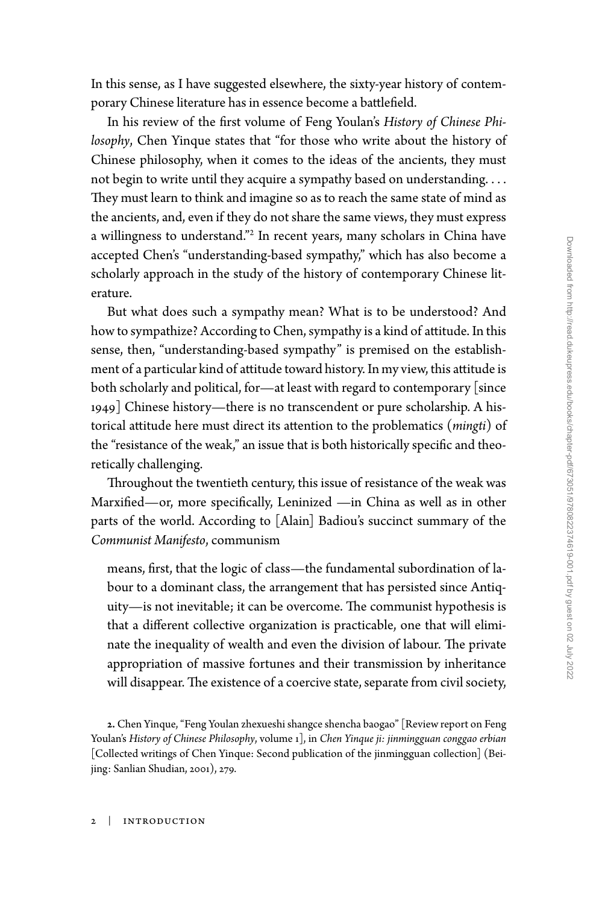In this sense, as I have suggested elsewhere, the sixty-year history of contemporary Chinese literature has in essence become a battlefield.

In his review of the first volume of Feng Youlan's *History of Chinese Philosophy*, Chen Yinque states that "for those who write about the history of Chinese philosophy, when it comes to the ideas of the ancients, they must not begin to write until they acquire a sympathy based on understanding. . . . They must learn to think and imagine so as to reach the same state of mind as the ancients, and, even if they do not share the same views, they must express a willingness to understand."[2] In recent years, many scholars in China have accepted Chen's "understanding-based sympathy," which has also become a scholarly approach in the study of the history of contemporary Chinese literature.

But what does such a sympathy mean? What is to be understood? And how to sympathize? According to Chen, sympathy is a kind of attitude. In this sense, then, "understanding-based sympathy" is premised on the establishment of a particular kind of attitude toward history. In my view, this attitude is both scholarly and political, for—at least with regard to contemporary [since 1949] Chinese history—there is no transcendent or pure scholarship. A historical attitude here must direct its attention to the problematics (*mingti*) of the "resistance of the weak," an issue that is both historically specific and theoretically challenging.

Throughout the twentieth century, this issue of resistance of the weak was Marxified—or, more specifically, Leninized —in China as well as in other parts of the world. According to [Alain] Badiou's succinct summary of the *Communist Manifesto*, communism

> means, first, that the logic of class—the fundamental subordination of labour to a dominant class, the arrangement that has persisted since Antiquity—is not inevitable; it can be overcome. The communist hypothesis is that a different collective organization is practicable, one that will eliminate the inequality of wealth and even the division of labour. The private appropriation of massive fortunes and their transmission by inheritance will disappear. The existence of a coercive state, separate from civil society,

2. Chen Yinque, "Feng Youlan zhexueshi shangce shencha baogao" [Review report on Feng Youlan's *History of Chinese Philosophy*, volume 1], in *Chen Yinque ji: jinmingguan conggao erbian* [Collected writings of Chen Yinque: Second publication of the jinmingguan collection] (Beijing: Sanlian Shudian, 2001), 279.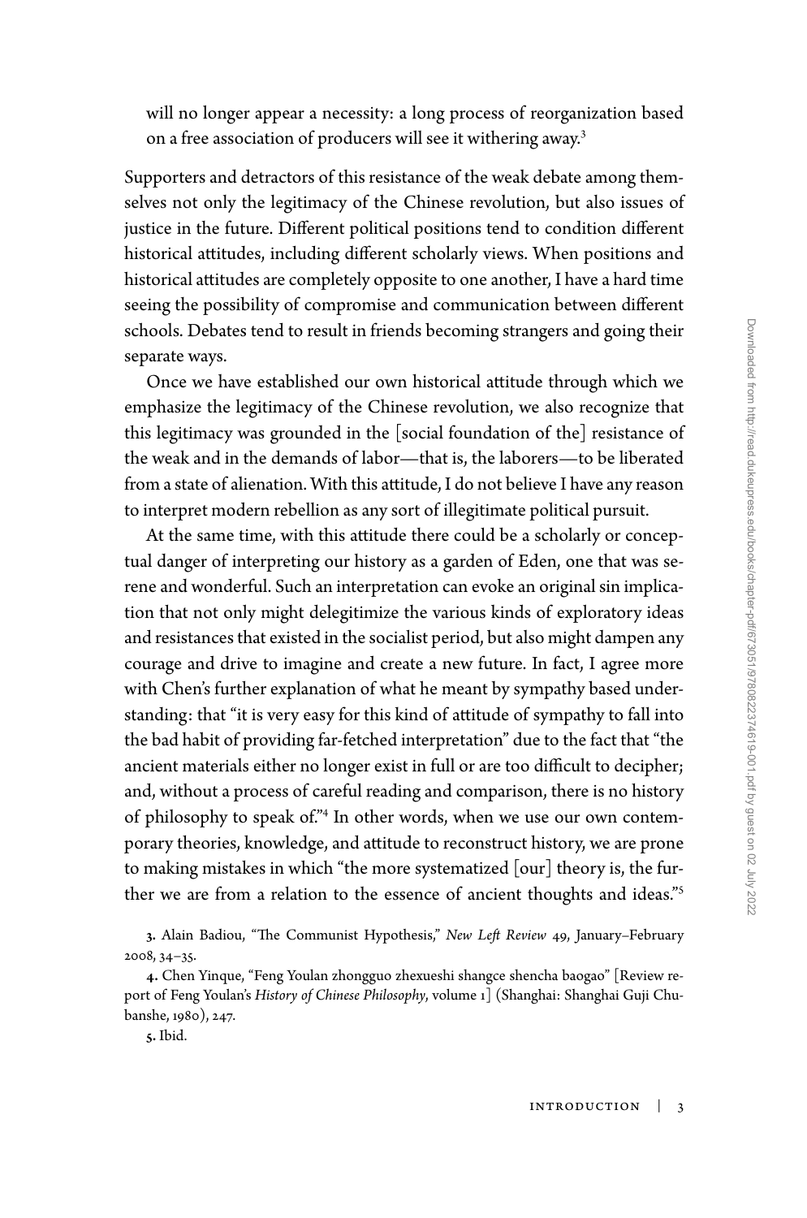will no longer appear a necessity: a long process of reorganization based on a free association of producers will see it withering away.[3]

Supporters and detractors of this resistance of the weak debate among themselves not only the legitimacy of the Chinese revolution, but also issues of justice in the future. Different political positions tend to condition different historical attitudes, including different scholarly views. When positions and historical attitudes are completely opposite to one another, I have a hard time seeing the possibility of compromise and communication between different schools. Debates tend to result in friends becoming strangers and going their separate ways.

Once we have established our own historical attitude through which we emphasize the legitimacy of the Chinese revolution, we also recognize that this legitimacy was grounded in the [social foundation of the] resistance of the weak and in the demands of labor—that is, the laborers—to be liberated from a state of alienation. With this attitude, I do not believe I have any reason to interpret modern rebellion as any sort of illegitimate political pursuit.

At the same time, with this attitude there could be a scholarly or conceptual danger of interpreting our history as a garden of Eden, one that was serene and wonderful. Such an interpretation can evoke an original sin implication that not only might delegitimize the various kinds of exploratory ideas and resistances that existed in the socialist period, but also might dampen any courage and drive to imagine and create a new future. In fact, I agree more with Chen's further explanation of what he meant by sympathy based understanding: that "it is very easy for this kind of attitude of sympathy to fall into the bad habit of providing far-fetched interpretation" due to the fact that "the ancient materials either no longer exist in full or are too difficult to decipher; and, without a process of careful reading and comparison, there is no history of philosophy to speak of."[4] In other words, when we use our own contemporary theories, knowledge, and attitude to reconstruct history, we are prone to making mistakes in which "the more systematized [our] theory is, the further we are from a relation to the essence of ancient thoughts and ideas."[5]

3. Alain Badiou, "The Communist Hypothesis," *New Left Review* 49, January–February 2008, 34–35.

4. Chen Yinque, "Feng Youlan zhongguo zhexueshi shangce shencha baogao" [Review report of Feng Youlan's *History of Chinese Philosophy*, volume 1] (Shanghai: Shanghai Guji Chubanshe, 1980), 247.

5. Ibid.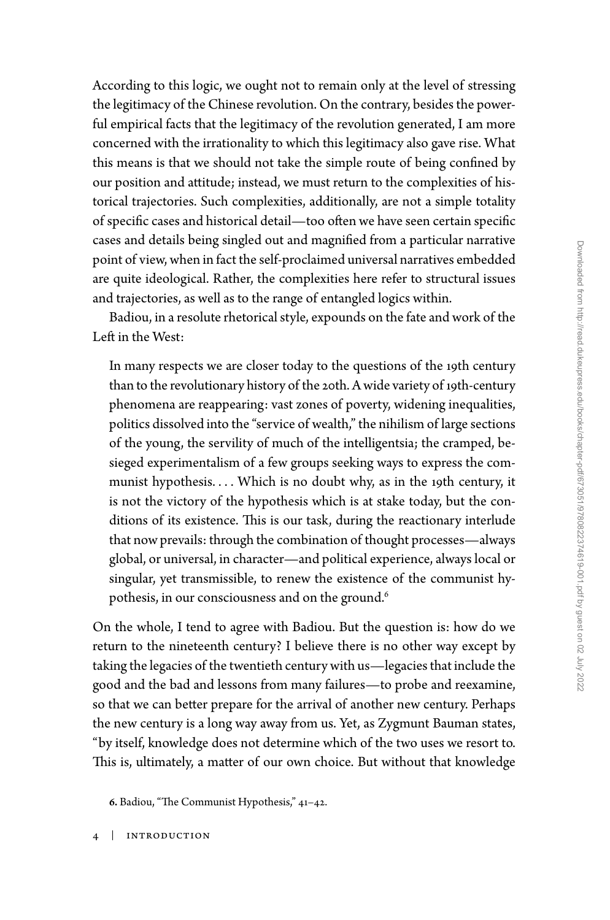According to this logic, we ought not to remain only at the level of stressing the legitimacy of the Chinese revolution. On the contrary, besides the powerful empirical facts that the legitimacy of the revolution generated, I am more concerned with the irrationality to which this legitimacy also gave rise. What this means is that we should not take the simple route of being confined by our position and attitude; instead, we must return to the complexities of historical trajectories. Such complexities, additionally, are not a simple totality of specific cases and historical detail—too often we have seen certain specific cases and details being singled out and magnified from a particular narrative point of view, when in fact the self-proclaimed universal narratives embedded are quite ideological. Rather, the complexities here refer to structural issues and trajectories, as well as to the range of entangled logics within.

Badiou, in a resolute rhetorical style, expounds on the fate and work of the Left in the West:

> In many respects we are closer today to the questions of the 19th century than to the revolutionary history of the 20th. A wide variety of 19th-century phenomena are reappearing: vast zones of poverty, widening inequalities, politics dissolved into the "service of wealth," the nihilism of large sections of the young, the servility of much of the intelligentsia; the cramped, besieged experimentalism of a few groups seeking ways to express the communist hypothesis. . . . Which is no doubt why, as in the 19th century, it is not the victory of the hypothesis which is at stake today, but the conditions of its existence. This is our task, during the reactionary interlude that now prevails: through the combination of thought processes—always global, or universal, in character—and political experience, always local or singular, yet transmissible, to renew the existence of the communist hypothesis, in our consciousness and on the ground.[6]

On the whole, I tend to agree with Badiou. But the question is: how do we return to the nineteenth century? I believe there is no other way except by taking the legacies of the twentieth century with us—legacies that include the good and the bad and lessons from many failures—to probe and reexamine, so that we can better prepare for the arrival of another new century. Perhaps the new century is a long way away from us. Yet, as Zygmunt Bauman states, "by itself, knowledge does not determine which of the two uses we resort to. This is, ultimately, a matter of our own choice. But without that knowledge

6. Badiou, "The Communist Hypothesis," 41–42.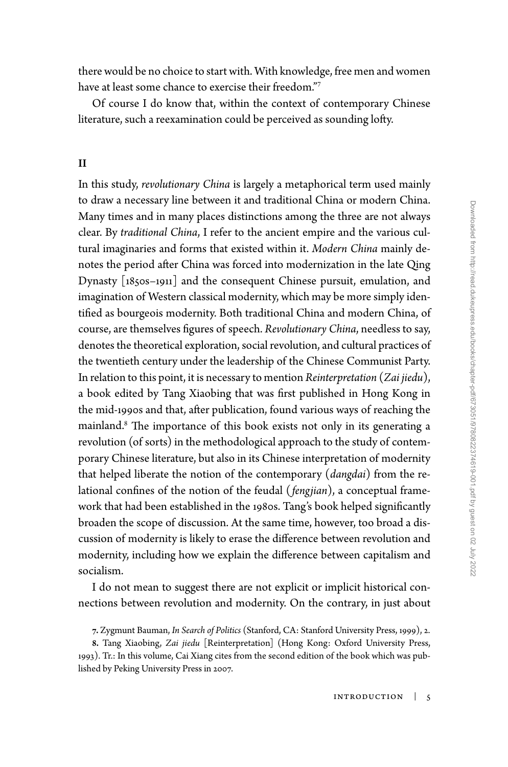there would be no choice to start with. With knowledge, free men and women have at least some chance to exercise their freedom."[7]

Of course I do know that, within the context of contemporary Chinese literature, such a reexamination could be perceived as sounding lofty.

## II

In this study, *revolutionary China* is largely a metaphorical term used mainly to draw a necessary line between it and traditional China or modern China. Many times and in many places distinctions among the three are not always clear. By *traditional China*, I refer to the ancient empire and the various cultural imaginaries and forms that existed within it. *Modern China* mainly denotes the period after China was forced into modernization in the late Qing Dynasty [1850s–1911] and the consequent Chinese pursuit, emulation, and imagination of Western classical modernity, which may be more simply identified as bourgeois modernity. Both traditional China and modern China, of course, are themselves figures of speech. *Revolutionary China*, needless to say, denotes the theoretical exploration, social revolution, and cultural practices of the twentieth century under the leadership of the Chinese Communist Party. In relation to this point, it is necessary to mention *Reinterpretation* (*Zai jiedu*), a book edited by Tang Xiaobing that was first published in Hong Kong in the mid-1990s and that, after publication, found various ways of reaching the mainland.[8] The importance of this book exists not only in its generating a revolution (of sorts) in the methodological approach to the study of contemporary Chinese literature, but also in its Chinese interpretation of modernity that helped liberate the notion of the contemporary (*dangdai*) from the relational confines of the notion of the feudal (*fengjian*), a conceptual framework that had been established in the 1980s. Tang's book helped significantly broaden the scope of discussion. At the same time, however, too broad a discussion of modernity is likely to erase the difference between revolution and modernity, including how we explain the difference between capitalism and socialism.

I do not mean to suggest there are not explicit or implicit historical connections between revolution and modernity. On the contrary, in just about

7. Zygmunt Bauman, *In Search of Politics* (Stanford, CA: Stanford University Press, 1999), 2.

8. Tang Xiaobing, *Zai jiedu* [Reinterpretation] (Hong Kong: Oxford University Press, 1993). Tr.: In this volume, Cai Xiang cites from the second edition of the book which was published by Peking University Press in 2007.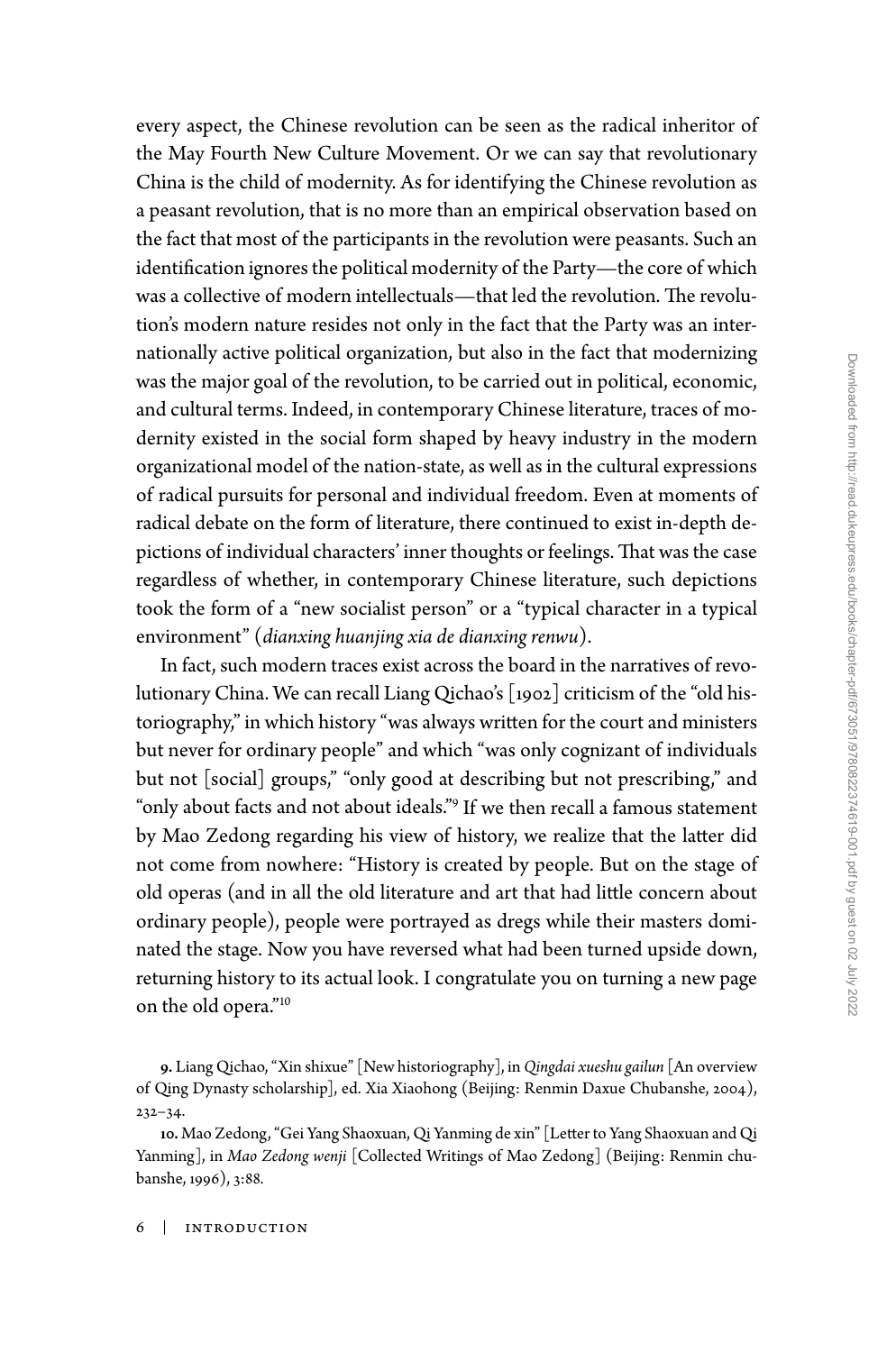every aspect, the Chinese revolution can be seen as the radical inheritor of the May Fourth New Culture Movement. Or we can say that revolutionary China is the child of modernity. As for identifying the Chinese revolution as a peasant revolution, that is no more than an empirical observation based on the fact that most of the participants in the revolution were peasants. Such an identification ignores the political modernity of the Party—the core of which was a collective of modern intellectuals—that led the revolution. The revolution's modern nature resides not only in the fact that the Party was an internationally active political organization, but also in the fact that modernizing was the major goal of the revolution, to be carried out in political, economic, and cultural terms. Indeed, in contemporary Chinese literature, traces of modernity existed in the social form shaped by heavy industry in the modern organizational model of the nation-state, as well as in the cultural expressions of radical pursuits for personal and individual freedom. Even at moments of radical debate on the form of literature, there continued to exist in-depth depictions of individual characters' inner thoughts or feelings. That was the case regardless of whether, in contemporary Chinese literature, such depictions took the form of a "new socialist person" or a "typical character in a typical environment" (*dianxing huanjing xia de dianxing renwu*).

In fact, such modern traces exist across the board in the narratives of revolutionary China. We can recall Liang Qichao's [1902] criticism of the "old historiography," in which history "was always written for the court and ministers but never for ordinary people" and which "was only cognizant of individuals but not [social] groups," "only good at describing but not prescribing," and "only about facts and not about ideals."[9] If we then recall a famous statement by Mao Zedong regarding his view of history, we realize that the latter did not come from nowhere: "History is created by people. But on the stage of old operas (and in all the old literature and art that had little concern about ordinary people), people were portrayed as dregs while their masters dominated the stage. Now you have reversed what had been turned upside down, returning history to its actual look. I congratulate you on turning a new page on the old opera."[10]

**9.** Liang Qichao, "Xin shixue" [New historiography], in *Qingdai xueshu gailun* [An overview of Qing Dynasty scholarship], ed. Xia Xiaohong (Beijing: Renmin Daxue Chubanshe, 2004), 232–34.

**10.** Mao Zedong, "Gei Yang Shaoxuan, Qi Yanming de xin" [Letter to Yang Shaoxuan and Qi Yanming], in *Mao Zedong wenji* [Collected Writings of Mao Zedong] (Beijing: Renmin chubanshe, 1996), 3:88.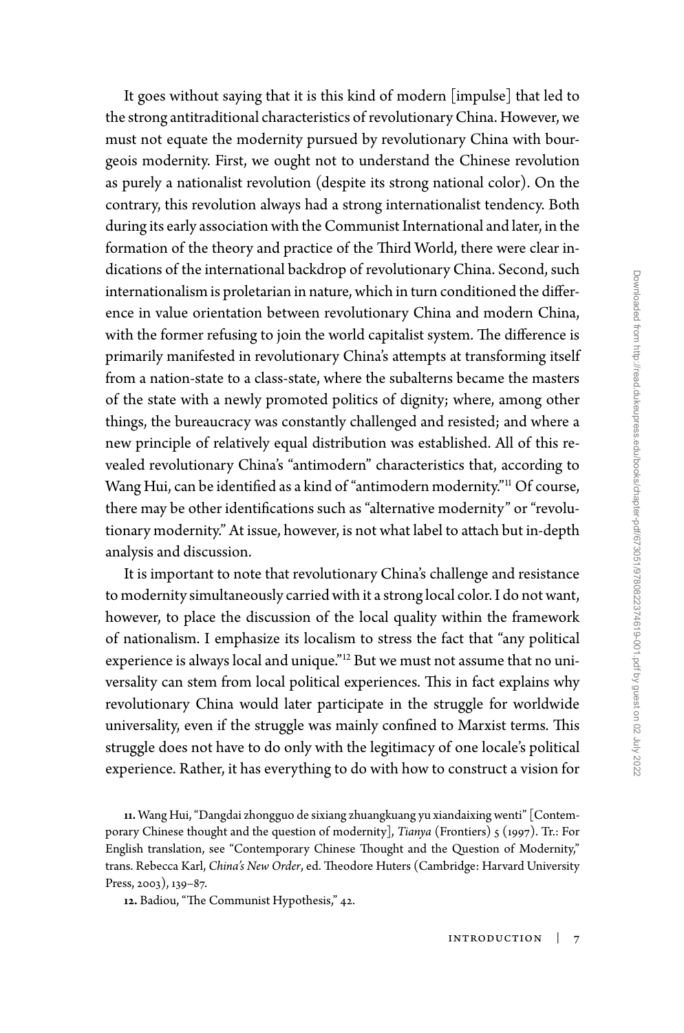It goes without saying that it is this kind of modern [impulse] that led to the strong antitraditional characteristics of revolutionary China. However, we must not equate the modernity pursued by revolutionary China with bourgeois modernity. First, we ought not to understand the Chinese revolution as purely a nationalist revolution (despite its strong national color). On the contrary, this revolution always had a strong internationalist tendency. Both during its early association with the Communist International and later, in the formation of the theory and practice of the Third World, there were clear indications of the international backdrop of revolutionary China. Second, such internationalism is proletarian in nature, which in turn conditioned the difference in value orientation between revolutionary China and modern China, with the former refusing to join the world capitalist system. The difference is primarily manifested in revolutionary China's attempts at transforming itself from a nation-state to a class-state, where the subalterns became the masters of the state with a newly promoted politics of dignity; where, among other things, the bureaucracy was constantly challenged and resisted; and where a new principle of relatively equal distribution was established. All of this revealed revolutionary China's "antimodern" characteristics that, according to Wang Hui, can be identified as a kind of "antimodern modernity."[11] Of course, there may be other identifications such as "alternative modernity" or "revolutionary modernity." At issue, however, is not what label to attach but in-depth analysis and discussion.

It is important to note that revolutionary China's challenge and resistance to modernity simultaneously carried with it a strong local color. I do not want, however, to place the discussion of the local quality within the framework of nationalism. I emphasize its localism to stress the fact that "any political experience is always local and unique."[12] But we must not assume that no universality can stem from local political experiences. This in fact explains why revolutionary China would later participate in the struggle for worldwide universality, even if the struggle was mainly confined to Marxist terms. This struggle does not have to do only with the legitimacy of one locale's political experience. Rather, it has everything to do with how to construct a vision for

**11.** Wang Hui, "Dangdai zhongguo de sixiang zhuangkuang yu xiandaixing wenti" [Contemporary Chinese thought and the question of modernity], *Tianya* (Frontiers) 5 (1997). Tr.: For English translation, see "Contemporary Chinese Thought and the Question of Modernity," trans. Rebecca Karl, *China's New Order*, ed. Theodore Huters (Cambridge: Harvard University Press, 2003), 139–87.

**12.** Badiou, "The Communist Hypothesis," 42.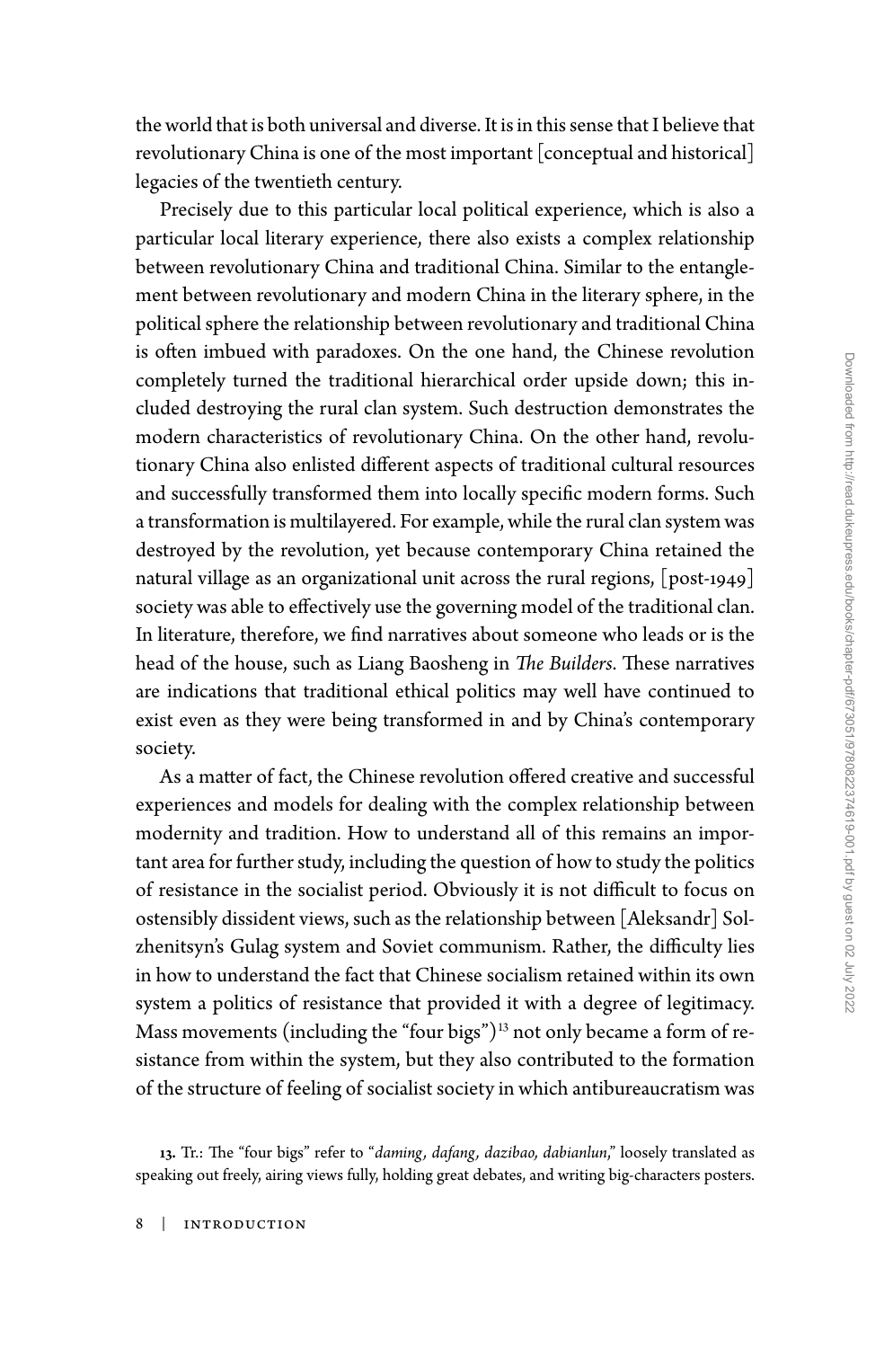the world that is both universal and diverse. It is in this sense that I believe that revolutionary China is one of the most important [conceptual and historical] legacies of the twentieth century.

Precisely due to this particular local political experience, which is also a particular local literary experience, there also exists a complex relationship between revolutionary China and traditional China. Similar to the entanglement between revolutionary and modern China in the literary sphere, in the political sphere the relationship between revolutionary and traditional China is often imbued with paradoxes. On the one hand, the Chinese revolution completely turned the traditional hierarchical order upside down; this included destroying the rural clan system. Such destruction demonstrates the modern characteristics of revolutionary China. On the other hand, revolutionary China also enlisted different aspects of traditional cultural resources and successfully transformed them into locally specific modern forms. Such a transformation is multilayered. For example, while the rural clan system was destroyed by the revolution, yet because contemporary China retained the natural village as an organizational unit across the rural regions, [post-1949] society was able to effectively use the governing model of the traditional clan. In literature, therefore, we find narratives about someone who leads or is the head of the house, such as Liang Baosheng in *The Builders*. These narratives are indications that traditional ethical politics may well have continued to exist even as they were being transformed in and by China's contemporary society.

As a matter of fact, the Chinese revolution offered creative and successful experiences and models for dealing with the complex relationship between modernity and tradition. How to understand all of this remains an important area for further study, including the question of how to study the politics of resistance in the socialist period. Obviously it is not difficult to focus on ostensibly dissident views, such as the relationship between [Aleksandr] Solzhenitsyn's Gulag system and Soviet communism. Rather, the difficulty lies in how to understand the fact that Chinese socialism retained within its own system a politics of resistance that provided it with a degree of legitimacy. Mass movements (including the "four bigs")[13] not only became a form of resistance from within the system, but they also contributed to the formation of the structure of feeling of socialist society in which antibureaucratism was

13. Tr.: The "four bigs" refer to "*daming, dafang, dazibao, dabianlun*," loosely translated as speaking out freely, airing views fully, holding great debates, and writing big-characters posters.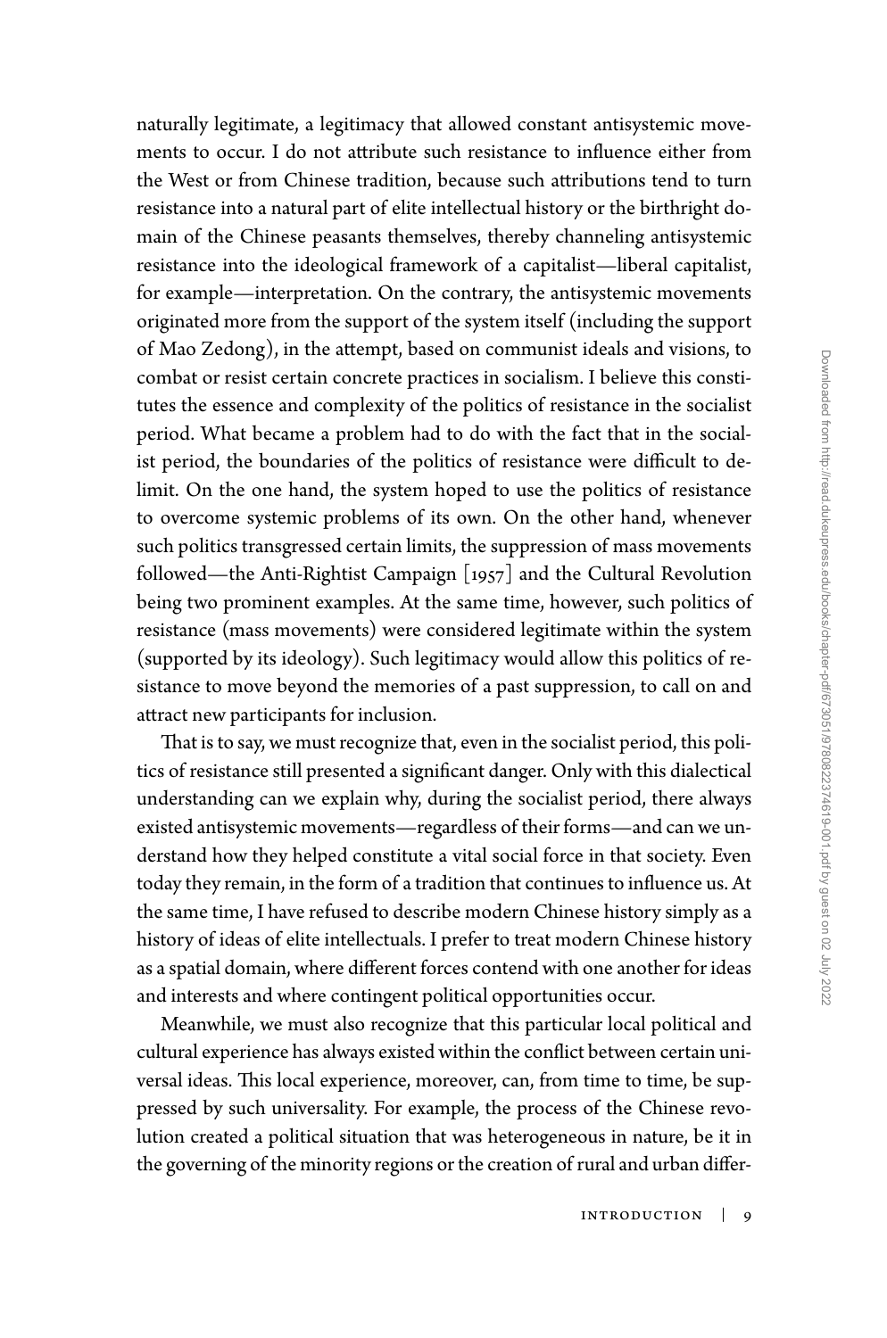naturally legitimate, a legitimacy that allowed constant antisystemic movements to occur. I do not attribute such resistance to influence either from the West or from Chinese tradition, because such attributions tend to turn resistance into a natural part of elite intellectual history or the birthright domain of the Chinese peasants themselves, thereby channeling antisystemic resistance into the ideological framework of a capitalist—liberal capitalist, for example—interpretation. On the contrary, the antisystemic movements originated more from the support of the system itself (including the support of Mao Zedong), in the attempt, based on communist ideals and visions, to combat or resist certain concrete practices in socialism. I believe this constitutes the essence and complexity of the politics of resistance in the socialist period. What became a problem had to do with the fact that in the socialist period, the boundaries of the politics of resistance were difficult to delimit. On the one hand, the system hoped to use the politics of resistance to overcome systemic problems of its own. On the other hand, whenever such politics transgressed certain limits, the suppression of mass movements followed—the Anti-Rightist Campaign [1957] and the Cultural Revolution being two prominent examples. At the same time, however, such politics of resistance (mass movements) were considered legitimate within the system (supported by its ideology). Such legitimacy would allow this politics of resistance to move beyond the memories of a past suppression, to call on and attract new participants for inclusion.

That is to say, we must recognize that, even in the socialist period, this politics of resistance still presented a significant danger. Only with this dialectical understanding can we explain why, during the socialist period, there always existed antisystemic movements—regardless of their forms—and can we understand how they helped constitute a vital social force in that society. Even today they remain, in the form of a tradition that continues to influence us. At the same time, I have refused to describe modern Chinese history simply as a history of ideas of elite intellectuals. I prefer to treat modern Chinese history as a spatial domain, where different forces contend with one another for ideas and interests and where contingent political opportunities occur.

Meanwhile, we must also recognize that this particular local political and cultural experience has always existed within the conflict between certain universal ideas. This local experience, moreover, can, from time to time, be suppressed by such universality. For example, the process of the Chinese revolution created a political situation that was heterogeneous in nature, be it in the governing of the minority regions or the creation of rural and urban differ-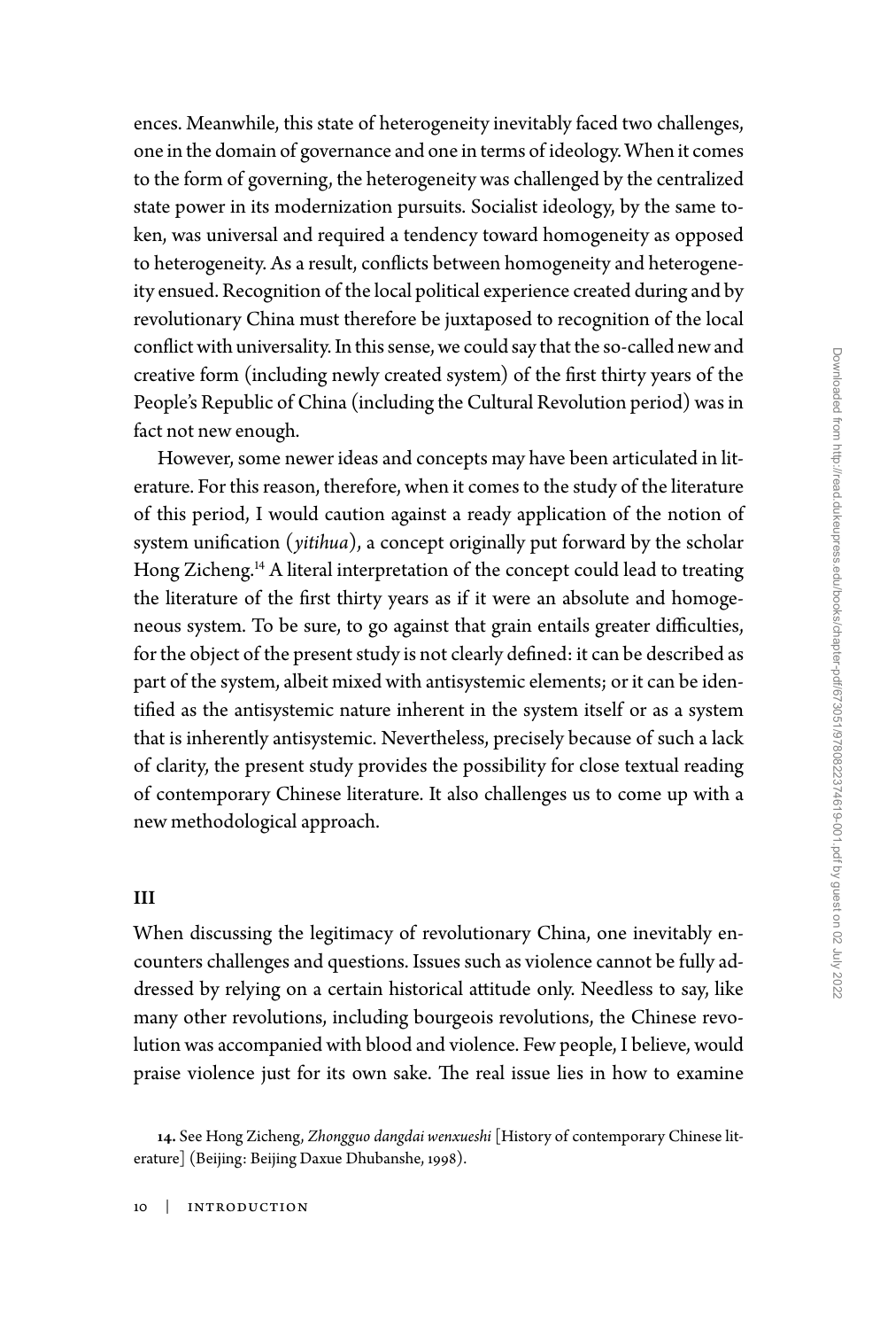ences. Meanwhile, this state of heterogeneity inevitably faced two challenges, one in the domain of governance and one in terms of ideology. When it comes to the form of governing, the heterogeneity was challenged by the centralized state power in its modernization pursuits. Socialist ideology, by the same token, was universal and required a tendency toward homogeneity as opposed to heterogeneity. As a result, conflicts between homogeneity and heterogeneity ensued. Recognition of the local political experience created during and by revolutionary China must therefore be juxtaposed to recognition of the local conflict with universality. In this sense, we could say that the so-called new and creative form (including newly created system) of the first thirty years of the People's Republic of China (including the Cultural Revolution period) was in fact not new enough.

However, some newer ideas and concepts may have been articulated in literature. For this reason, therefore, when it comes to the study of the literature of this period, I would caution against a ready application of the notion of system unification (*yitihua*), a concept originally put forward by the scholar Hong Zicheng.[14] A literal interpretation of the concept could lead to treating the literature of the first thirty years as if it were an absolute and homogeneous system. To be sure, to go against that grain entails greater difficulties, for the object of the present study is not clearly defined: it can be described as part of the system, albeit mixed with antisystemic elements; or it can be identified as the antisystemic nature inherent in the system itself or as a system that is inherently antisystemic. Nevertheless, precisely because of such a lack of clarity, the present study provides the possibility for close textual reading of contemporary Chinese literature. It also challenges us to come up with a new methodological approach.

## III

When discussing the legitimacy of revolutionary China, one inevitably encounters challenges and questions. Issues such as violence cannot be fully addressed by relying on a certain historical attitude only. Needless to say, like many other revolutions, including bourgeois revolutions, the Chinese revolution was accompanied with blood and violence. Few people, I believe, would praise violence just for its own sake. The real issue lies in how to examine

14. See Hong Zicheng, *Zhongguo dangdai wenxueshi* [History of contemporary Chinese literature] (Beijing: Beijing Daxue Dhubanshe, 1998).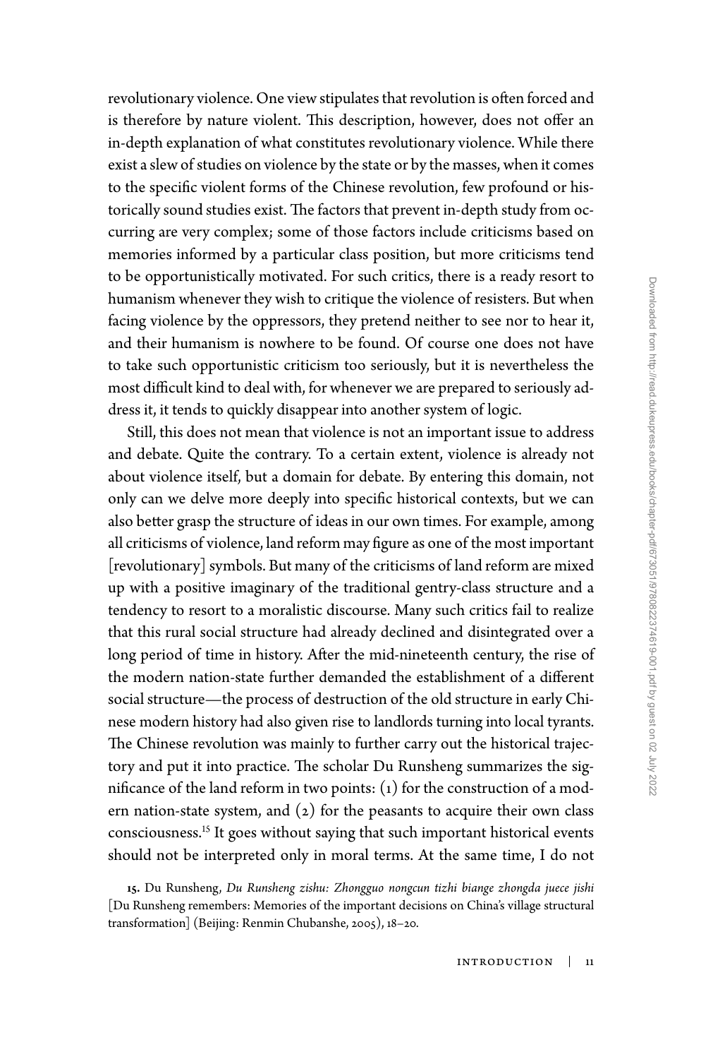revolutionary violence. One view stipulates that revolution is often forced and is therefore by nature violent. This description, however, does not offer an in-depth explanation of what constitutes revolutionary violence. While there exist a slew of studies on violence by the state or by the masses, when it comes to the specific violent forms of the Chinese revolution, few profound or historically sound studies exist. The factors that prevent in-depth study from occurring are very complex; some of those factors include criticisms based on memories informed by a particular class position, but more criticisms tend to be opportunistically motivated. For such critics, there is a ready resort to humanism whenever they wish to critique the violence of resisters. But when facing violence by the oppressors, they pretend neither to see nor to hear it, and their humanism is nowhere to be found. Of course one does not have to take such opportunistic criticism too seriously, but it is nevertheless the most difficult kind to deal with, for whenever we are prepared to seriously address it, it tends to quickly disappear into another system of logic.

Still, this does not mean that violence is not an important issue to address and debate. Quite the contrary. To a certain extent, violence is already not about violence itself, but a domain for debate. By entering this domain, not only can we delve more deeply into specific historical contexts, but we can also better grasp the structure of ideas in our own times. For example, among all criticisms of violence, land reform may figure as one of the most important [revolutionary] symbols. But many of the criticisms of land reform are mixed up with a positive imaginary of the traditional gentry-class structure and a tendency to resort to a moralistic discourse. Many such critics fail to realize that this rural social structure had already declined and disintegrated over a long period of time in history. After the mid-nineteenth century, the rise of the modern nation-state further demanded the establishment of a different social structure—the process of destruction of the old structure in early Chinese modern history had also given rise to landlords turning into local tyrants. The Chinese revolution was mainly to further carry out the historical trajectory and put it into practice. The scholar Du Runsheng summarizes the significance of the land reform in two points: (1) for the construction of a modern nation-state system, and (2) for the peasants to acquire their own class consciousness.[15] It goes without saying that such important historical events should not be interpreted only in moral terms. At the same time, I do not

15. Du Runsheng, *Du Runsheng zishu: Zhongguo nongcun tizhi biange zhongda juece jishi* [Du Runsheng remembers: Memories of the important decisions on China's village structural transformation] (Beijing: Renmin Chubanshe, 2005), 18–20.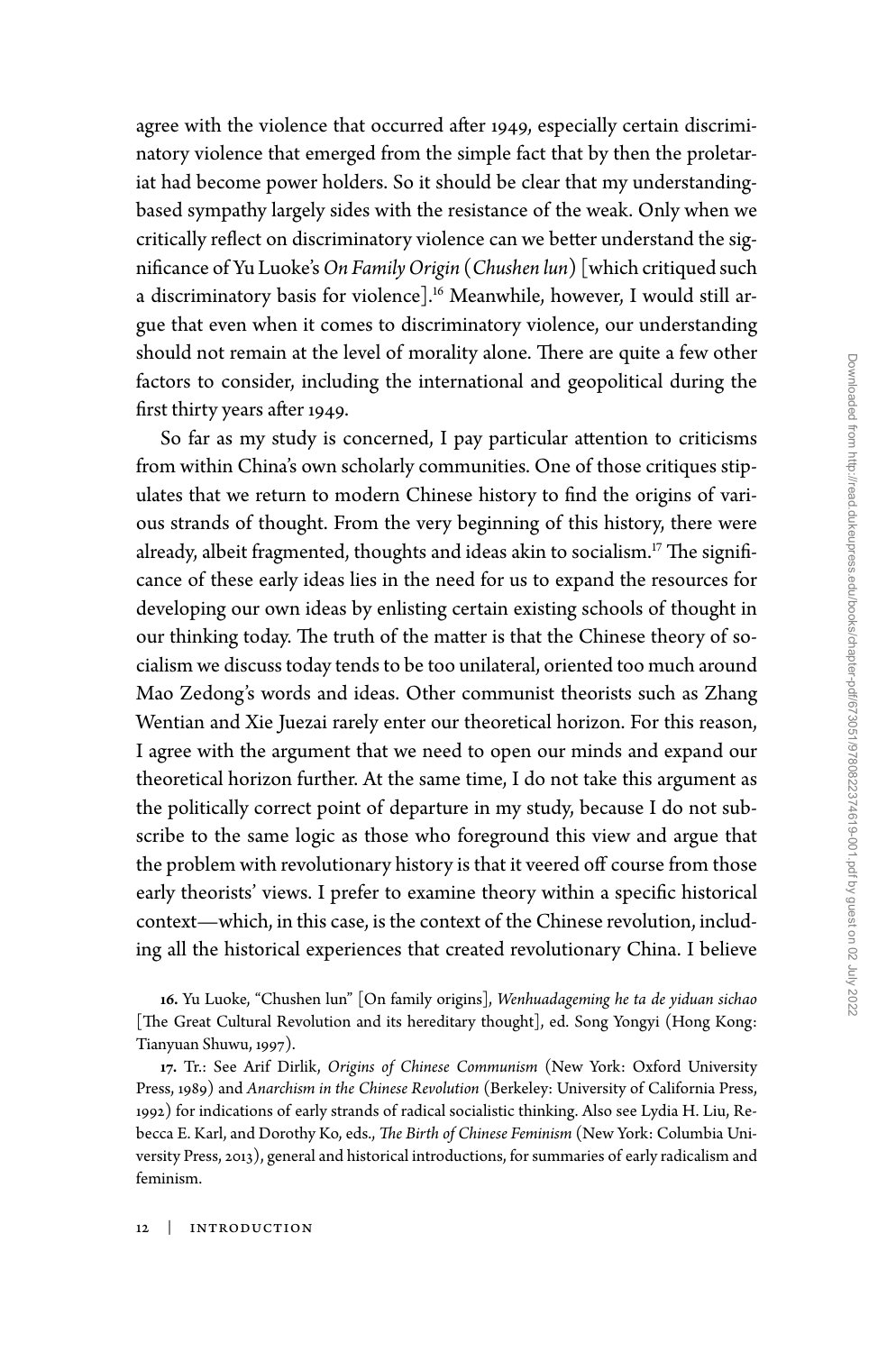agree with the violence that occurred after 1949, especially certain discriminatory violence that emerged from the simple fact that by then the proletariat had become power holders. So it should be clear that my understanding-based sympathy largely sides with the resistance of the weak. Only when we critically reflect on discriminatory violence can we better understand the significance of Yu Luoke's *On Family Origin* (*Chushen lun*) [which critiqued such a discriminatory basis for violence].[16] Meanwhile, however, I would still argue that even when it comes to discriminatory violence, our understanding should not remain at the level of morality alone. There are quite a few other factors to consider, including the international and geopolitical during the first thirty years after 1949.

So far as my study is concerned, I pay particular attention to criticisms from within China's own scholarly communities. One of those critiques stipulates that we return to modern Chinese history to find the origins of various strands of thought. From the very beginning of this history, there were already, albeit fragmented, thoughts and ideas akin to socialism.[17] The significance of these early ideas lies in the need for us to expand the resources for developing our own ideas by enlisting certain existing schools of thought in our thinking today. The truth of the matter is that the Chinese theory of socialism we discuss today tends to be too unilateral, oriented too much around Mao Zedong's words and ideas. Other communist theorists such as Zhang Wentian and Xie Juezai rarely enter our theoretical horizon. For this reason, I agree with the argument that we need to open our minds and expand our theoretical horizon further. At the same time, I do not take this argument as the politically correct point of departure in my study, because I do not subscribe to the same logic as those who foreground this view and argue that the problem with revolutionary history is that it veered off course from those early theorists' views. I prefer to examine theory within a specific historical context—which, in this case, is the context of the Chinese revolution, including all the historical experiences that created revolutionary China. I believe

**16.** Yu Luoke, "Chushen lun" [On family origins], *Wenhuadageming he ta de yiduan sichao* [The Great Cultural Revolution and its hereditary thought], ed. Song Yongyi (Hong Kong: Tianyuan Shuwu, 1997).

**17.** Tr.: See Arif Dirlik, *Origins of Chinese Communism* (New York: Oxford University Press, 1989) and *Anarchism in the Chinese Revolution* (Berkeley: University of California Press, 1992) for indications of early strands of radical socialistic thinking. Also see Lydia H. Liu, Rebecca E. Karl, and Dorothy Ko, eds., *The Birth of Chinese Feminism* (New York: Columbia University Press, 2013), general and historical introductions, for summaries of early radicalism and feminism.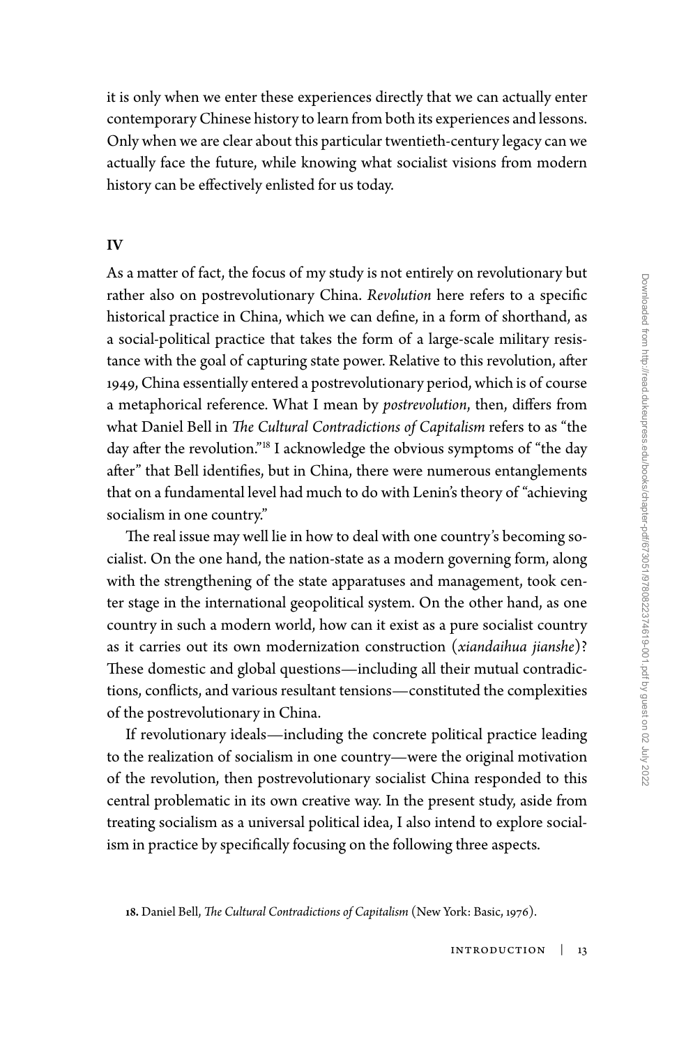it is only when we enter these experiences directly that we can actually enter contemporary Chinese history to learn from both its experiences and lessons. Only when we are clear about this particular twentieth-century legacy can we actually face the future, while knowing what socialist visions from modern history can be effectively enlisted for us today.

## IV

As a matter of fact, the focus of my study is not entirely on revolutionary but rather also on postrevolutionary China. *Revolution* here refers to a specific historical practice in China, which we can define, in a form of shorthand, as a social-political practice that takes the form of a large-scale military resistance with the goal of capturing state power. Relative to this revolution, after 1949, China essentially entered a postrevolutionary period, which is of course a metaphorical reference. What I mean by *postrevolution*, then, differs from what Daniel Bell in *The Cultural Contradictions of Capitalism* refers to as "the day after the revolution."[18] I acknowledge the obvious symptoms of "the day after" that Bell identifies, but in China, there were numerous entanglements that on a fundamental level had much to do with Lenin's theory of "achieving socialism in one country."

The real issue may well lie in how to deal with one country's becoming socialist. On the one hand, the nation-state as a modern governing form, along with the strengthening of the state apparatuses and management, took center stage in the international geopolitical system. On the other hand, as one country in such a modern world, how can it exist as a pure socialist country as it carries out its own modernization construction (*xiandaihua jianshe*)? These domestic and global questions—including all their mutual contradictions, conflicts, and various resultant tensions—constituted the complexities of the postrevolutionary in China.

If revolutionary ideals—including the concrete political practice leading to the realization of socialism in one country—were the original motivation of the revolution, then postrevolutionary socialist China responded to this central problematic in its own creative way. In the present study, aside from treating socialism as a universal political idea, I also intend to explore socialism in practice by specifically focusing on the following three aspects.

18. Daniel Bell, *The Cultural Contradictions of Capitalism* (New York: Basic, 1976).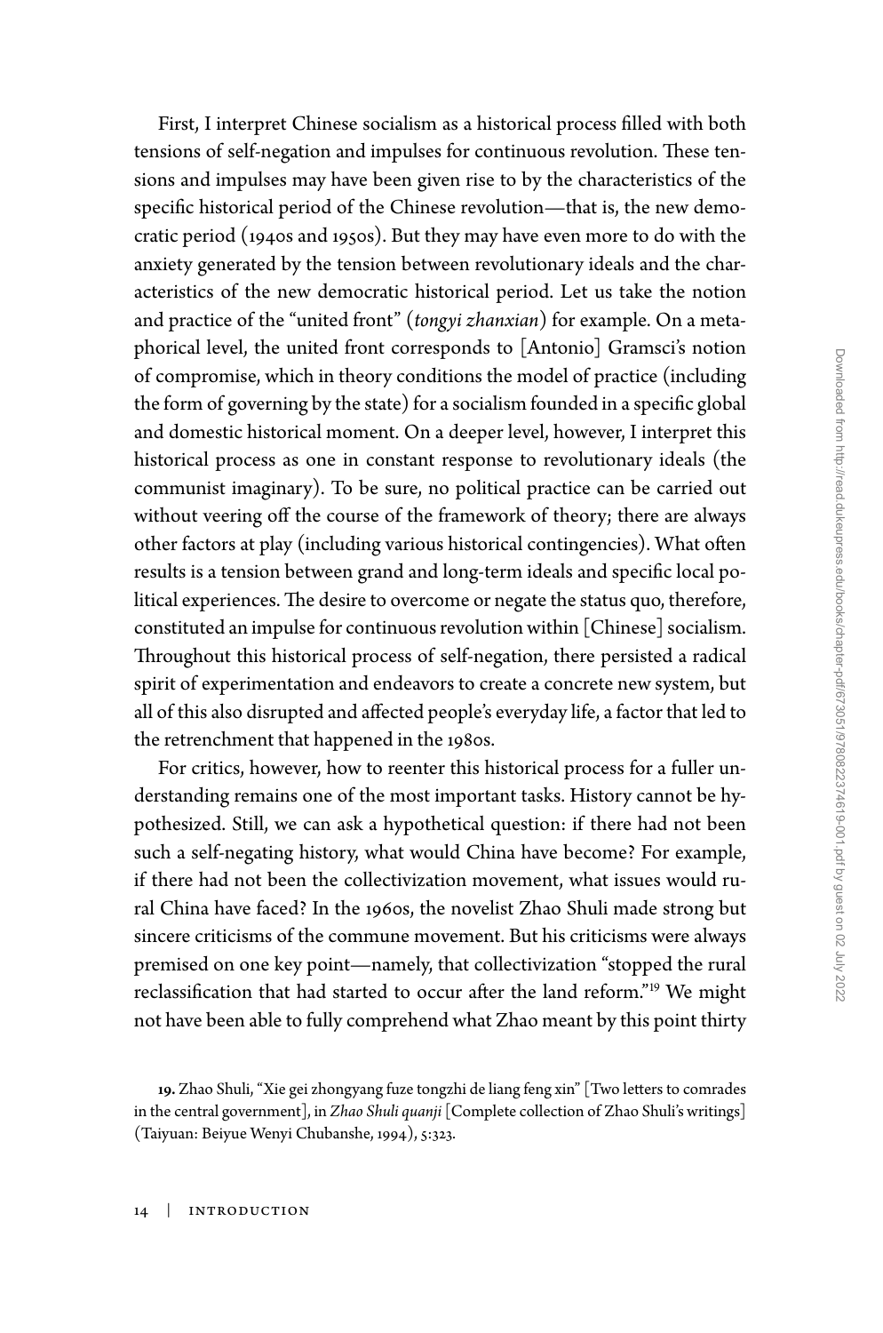First, I interpret Chinese socialism as a historical process filled with both tensions of self-negation and impulses for continuous revolution. These tensions and impulses may have been given rise to by the characteristics of the specific historical period of the Chinese revolution—that is, the new democratic period (1940s and 1950s). But they may have even more to do with the anxiety generated by the tension between revolutionary ideals and the characteristics of the new democratic historical period. Let us take the notion and practice of the "united front" (*tongyi zhanxian*) for example. On a metaphorical level, the united front corresponds to [Antonio] Gramsci's notion of compromise, which in theory conditions the model of practice (including the form of governing by the state) for a socialism founded in a specific global and domestic historical moment. On a deeper level, however, I interpret this historical process as one in constant response to revolutionary ideals (the communist imaginary). To be sure, no political practice can be carried out without veering off the course of the framework of theory; there are always other factors at play (including various historical contingencies). What often results is a tension between grand and long-term ideals and specific local political experiences. The desire to overcome or negate the status quo, therefore, constituted an impulse for continuous revolution within [Chinese] socialism. Throughout this historical process of self-negation, there persisted a radical spirit of experimentation and endeavors to create a concrete new system, but all of this also disrupted and affected people's everyday life, a factor that led to the retrenchment that happened in the 1980s.

For critics, however, how to reenter this historical process for a fuller understanding remains one of the most important tasks. History cannot be hypothesized. Still, we can ask a hypothetical question: if there had not been such a self-negating history, what would China have become? For example, if there had not been the collectivization movement, what issues would rural China have faced? In the 1960s, the novelist Zhao Shuli made strong but sincere criticisms of the commune movement. But his criticisms were always premised on one key point—namely, that collectivization "stopped the rural reclassification that had started to occur after the land reform."[19] We might not have been able to fully comprehend what Zhao meant by this point thirty

**19.** Zhao Shuli, "Xie gei zhongyang fuze tongzhi de liang feng xin" [Two letters to comrades in the central government], in *Zhao Shuli quanji* [Complete collection of Zhao Shuli's writings] (Taiyuan: Beiyue Wenyi Chubanshe, 1994), 5:323.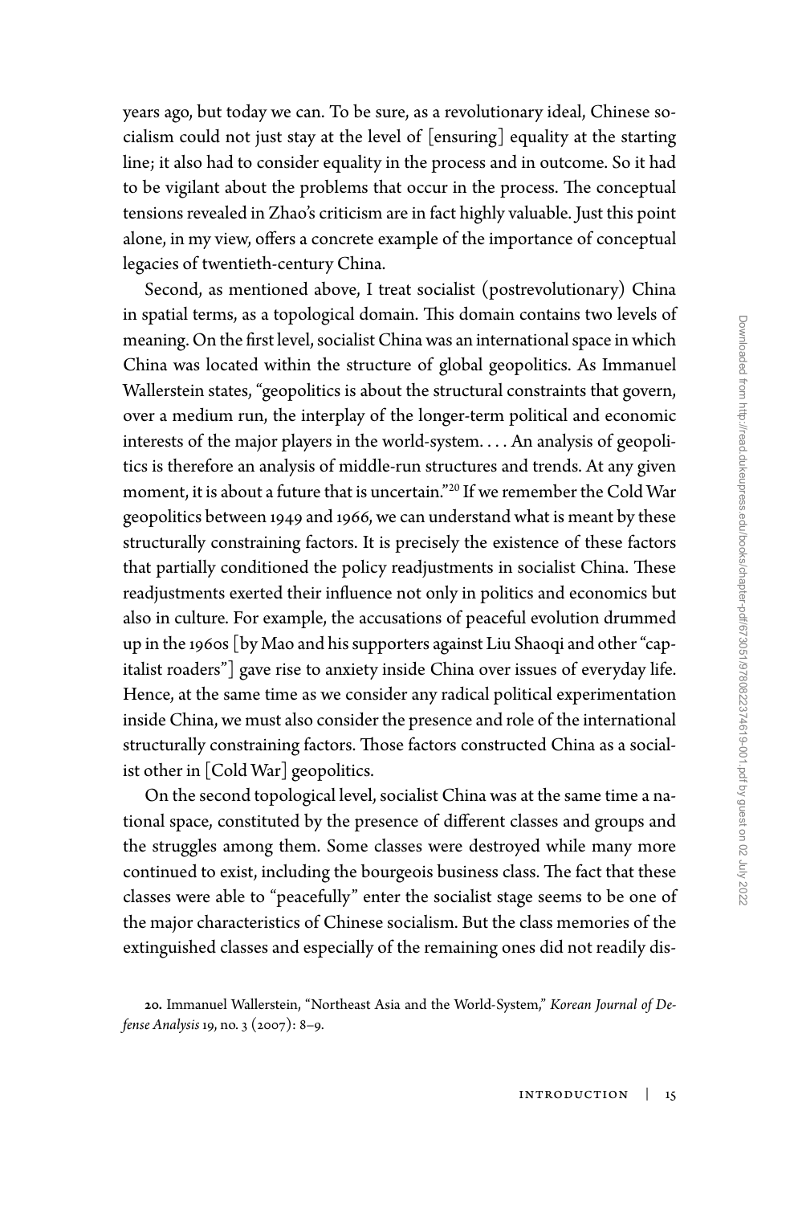years ago, but today we can. To be sure, as a revolutionary ideal, Chinese socialism could not just stay at the level of [ensuring] equality at the starting line; it also had to consider equality in the process and in outcome. So it had to be vigilant about the problems that occur in the process. The conceptual tensions revealed in Zhao's criticism are in fact highly valuable. Just this point alone, in my view, offers a concrete example of the importance of conceptual legacies of twentieth-century China.

Second, as mentioned above, I treat socialist (postrevolutionary) China in spatial terms, as a topological domain. This domain contains two levels of meaning. On the first level, socialist China was an international space in which China was located within the structure of global geopolitics. As Immanuel Wallerstein states, "geopolitics is about the structural constraints that govern, over a medium run, the interplay of the longer-term political and economic interests of the major players in the world-system. . . . An analysis of geopolitics is therefore an analysis of middle-run structures and trends. At any given moment, it is about a future that is uncertain."[20] If we remember the Cold War geopolitics between 1949 and 1966, we can understand what is meant by these structurally constraining factors. It is precisely the existence of these factors that partially conditioned the policy readjustments in socialist China. These readjustments exerted their influence not only in politics and economics but also in culture. For example, the accusations of peaceful evolution drummed up in the 1960s [by Mao and his supporters against Liu Shaoqi and other "capitalist roaders"] gave rise to anxiety inside China over issues of everyday life. Hence, at the same time as we consider any radical political experimentation inside China, we must also consider the presence and role of the international structurally constraining factors. Those factors constructed China as a socialist other in [Cold War] geopolitics.

On the second topological level, socialist China was at the same time a national space, constituted by the presence of different classes and groups and the struggles among them. Some classes were destroyed while many more continued to exist, including the bourgeois business class. The fact that these classes were able to "peacefully" enter the socialist stage seems to be one of the major characteristics of Chinese socialism. But the class memories of the extinguished classes and especially of the remaining ones did not readily dis-

20. Immanuel Wallerstein, "Northeast Asia and the World-System," *Korean Journal of Defense Analysis* 19, no. 3 (2007): 8–9.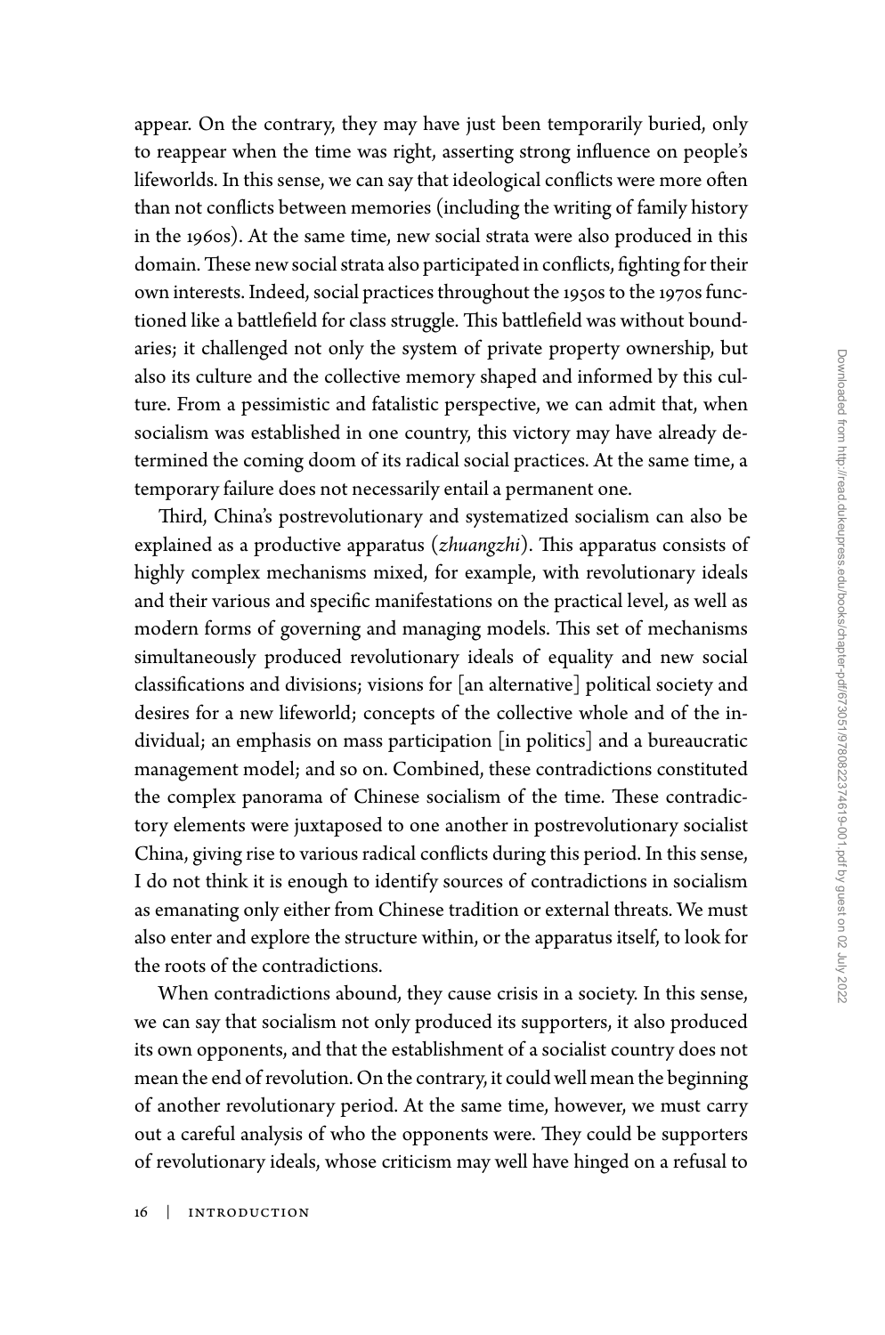appear. On the contrary, they may have just been temporarily buried, only to reappear when the time was right, asserting strong influence on people's lifeworlds. In this sense, we can say that ideological conflicts were more often than not conflicts between memories (including the writing of family history in the 1960s). At the same time, new social strata were also produced in this domain. These new social strata also participated in conflicts, fighting for their own interests. Indeed, social practices throughout the 1950s to the 1970s functioned like a battlefield for class struggle. This battlefield was without boundaries; it challenged not only the system of private property ownership, but also its culture and the collective memory shaped and informed by this culture. From a pessimistic and fatalistic perspective, we can admit that, when socialism was established in one country, this victory may have already determined the coming doom of its radical social practices. At the same time, a temporary failure does not necessarily entail a permanent one.

Third, China's postrevolutionary and systematized socialism can also be explained as a productive apparatus (*zhuangzhi*). This apparatus consists of highly complex mechanisms mixed, for example, with revolutionary ideals and their various and specific manifestations on the practical level, as well as modern forms of governing and managing models. This set of mechanisms simultaneously produced revolutionary ideals of equality and new social classifications and divisions; visions for [an alternative] political society and desires for a new lifeworld; concepts of the collective whole and of the individual; an emphasis on mass participation [in politics] and a bureaucratic management model; and so on. Combined, these contradictions constituted the complex panorama of Chinese socialism of the time. These contradictory elements were juxtaposed to one another in postrevolutionary socialist China, giving rise to various radical conflicts during this period. In this sense, I do not think it is enough to identify sources of contradictions in socialism as emanating only either from Chinese tradition or external threats. We must also enter and explore the structure within, or the apparatus itself, to look for the roots of the contradictions.

When contradictions abound, they cause crisis in a society. In this sense, we can say that socialism not only produced its supporters, it also produced its own opponents, and that the establishment of a socialist country does not mean the end of revolution. On the contrary, it could well mean the beginning of another revolutionary period. At the same time, however, we must carry out a careful analysis of who the opponents were. They could be supporters of revolutionary ideals, whose criticism may well have hinged on a refusal to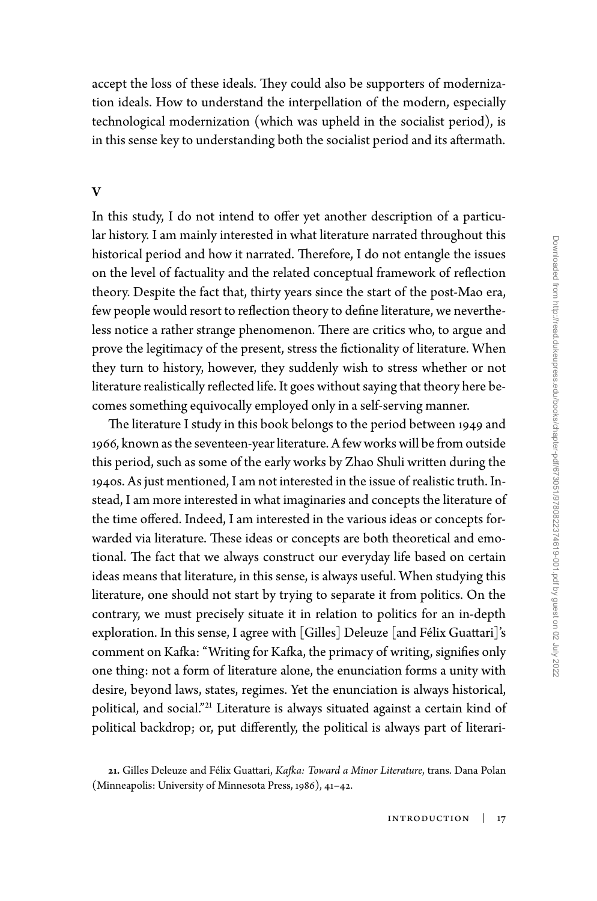accept the loss of these ideals. They could also be supporters of modernization ideals. How to understand the interpellation of the modern, especially technological modernization (which was upheld in the socialist period), is in this sense key to understanding both the socialist period and its aftermath.

## V

In this study, I do not intend to offer yet another description of a particular history. I am mainly interested in what literature narrated throughout this historical period and how it narrated. Therefore, I do not entangle the issues on the level of factuality and the related conceptual framework of reflection theory. Despite the fact that, thirty years since the start of the post-Mao era, few people would resort to reflection theory to define literature, we nevertheless notice a rather strange phenomenon. There are critics who, to argue and prove the legitimacy of the present, stress the fictionality of literature. When they turn to history, however, they suddenly wish to stress whether or not literature realistically reflected life. It goes without saying that theory here becomes something equivocally employed only in a self-serving manner.

The literature I study in this book belongs to the period between 1949 and 1966, known as the seventeen-year literature. A few works will be from outside this period, such as some of the early works by Zhao Shuli written during the 1940s. As just mentioned, I am not interested in the issue of realistic truth. Instead, I am more interested in what imaginaries and concepts the literature of the time offered. Indeed, I am interested in the various ideas or concepts forwarded via literature. These ideas or concepts are both theoretical and emotional. The fact that we always construct our everyday life based on certain ideas means that literature, in this sense, is always useful. When studying this literature, one should not start by trying to separate it from politics. On the contrary, we must precisely situate it in relation to politics for an in-depth exploration. In this sense, I agree with [Gilles] Deleuze [and Félix Guattari]'s comment on Kafka: "Writing for Kafka, the primacy of writing, signifies only one thing: not a form of literature alone, the enunciation forms a unity with desire, beyond laws, states, regimes. Yet the enunciation is always historical, political, and social."[21] Literature is always situated against a certain kind of political backdrop; or, put differently, the political is always part of literari-

**21.** Gilles Deleuze and Félix Guattari, *Kafka: Toward a Minor Literature*, trans. Dana Polan (Minneapolis: University of Minnesota Press, 1986), 41–42.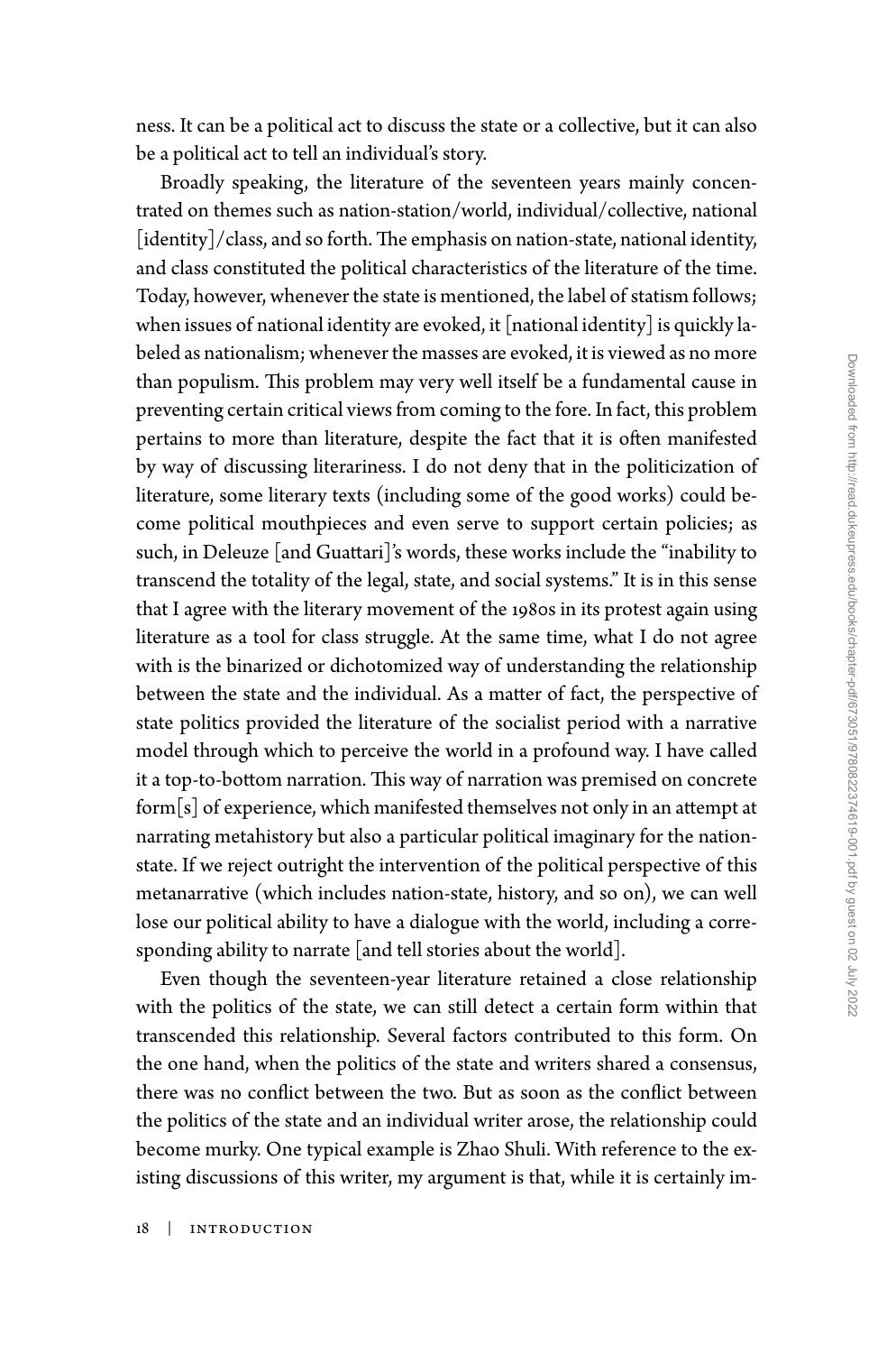ness. It can be a political act to discuss the state or a collective, but it can also be a political act to tell an individual's story.

Broadly speaking, the literature of the seventeen years mainly concentrated on themes such as nation-station/world, individual/collective, national [identity]/class, and so forth. The emphasis on nation-state, national identity, and class constituted the political characteristics of the literature of the time. Today, however, whenever the state is mentioned, the label of statism follows; when issues of national identity are evoked, it [national identity] is quickly labeled as nationalism; whenever the masses are evoked, it is viewed as no more than populism. This problem may very well itself be a fundamental cause in preventing certain critical views from coming to the fore. In fact, this problem pertains to more than literature, despite the fact that it is often manifested by way of discussing literariness. I do not deny that in the politicization of literature, some literary texts (including some of the good works) could become political mouthpieces and even serve to support certain policies; as such, in Deleuze [and Guattari]'s words, these works include the "inability to transcend the totality of the legal, state, and social systems." It is in this sense that I agree with the literary movement of the 1980s in its protest again using literature as a tool for class struggle. At the same time, what I do not agree with is the binarized or dichotomized way of understanding the relationship between the state and the individual. As a matter of fact, the perspective of state politics provided the literature of the socialist period with a narrative model through which to perceive the world in a profound way. I have called it a top-to-bottom narration. This way of narration was premised on concrete form[s] of experience, which manifested themselves not only in an attempt at narrating metahistory but also a particular political imaginary for the nation-state. If we reject outright the intervention of the political perspective of this metanarrative (which includes nation-state, history, and so on), we can well lose our political ability to have a dialogue with the world, including a corresponding ability to narrate [and tell stories about the world].

Even though the seventeen-year literature retained a close relationship with the politics of the state, we can still detect a certain form within that transcended this relationship. Several factors contributed to this form. On the one hand, when the politics of the state and writers shared a consensus, there was no conflict between the two. But as soon as the conflict between the politics of the state and an individual writer arose, the relationship could become murky. One typical example is Zhao Shuli. With reference to the existing discussions of this writer, my argument is that, while it is certainly im-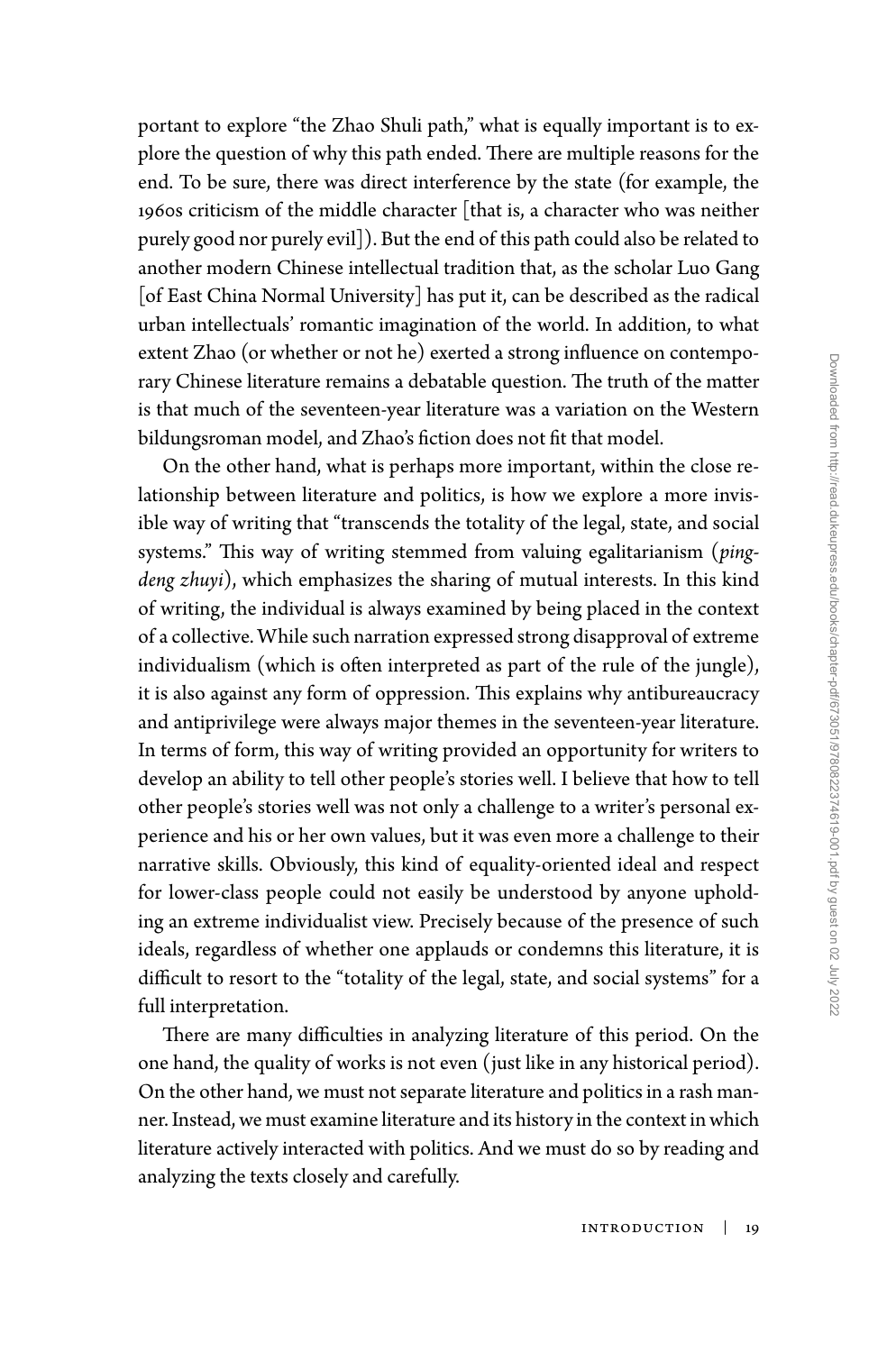portant to explore "the Zhao Shuli path," what is equally important is to explore the question of why this path ended. There are multiple reasons for the end. To be sure, there was direct interference by the state (for example, the 1960s criticism of the middle character [that is, a character who was neither purely good nor purely evil]). But the end of this path could also be related to another modern Chinese intellectual tradition that, as the scholar Luo Gang [of East China Normal University] has put it, can be described as the radical urban intellectuals' romantic imagination of the world. In addition, to what extent Zhao (or whether or not he) exerted a strong influence on contemporary Chinese literature remains a debatable question. The truth of the matter is that much of the seventeen-year literature was a variation on the Western bildungsroman model, and Zhao's fiction does not fit that model.

On the other hand, what is perhaps more important, within the close relationship between literature and politics, is how we explore a more invisible way of writing that "transcends the totality of the legal, state, and social systems." This way of writing stemmed from valuing egalitarianism (*pingdeng zhuyi*), which emphasizes the sharing of mutual interests. In this kind of writing, the individual is always examined by being placed in the context of a collective. While such narration expressed strong disapproval of extreme individualism (which is often interpreted as part of the rule of the jungle), it is also against any form of oppression. This explains why antibureaucracy and antiprivilege were always major themes in the seventeen-year literature. In terms of form, this way of writing provided an opportunity for writers to develop an ability to tell other people's stories well. I believe that how to tell other people's stories well was not only a challenge to a writer's personal experience and his or her own values, but it was even more a challenge to their narrative skills. Obviously, this kind of equality-oriented ideal and respect for lower-class people could not easily be understood by anyone upholding an extreme individualist view. Precisely because of the presence of such ideals, regardless of whether one applauds or condemns this literature, it is difficult to resort to the "totality of the legal, state, and social systems" for a full interpretation.

There are many difficulties in analyzing literature of this period. On the one hand, the quality of works is not even (just like in any historical period). On the other hand, we must not separate literature and politics in a rash manner. Instead, we must examine literature and its history in the context in which literature actively interacted with politics. And we must do so by reading and analyzing the texts closely and carefully.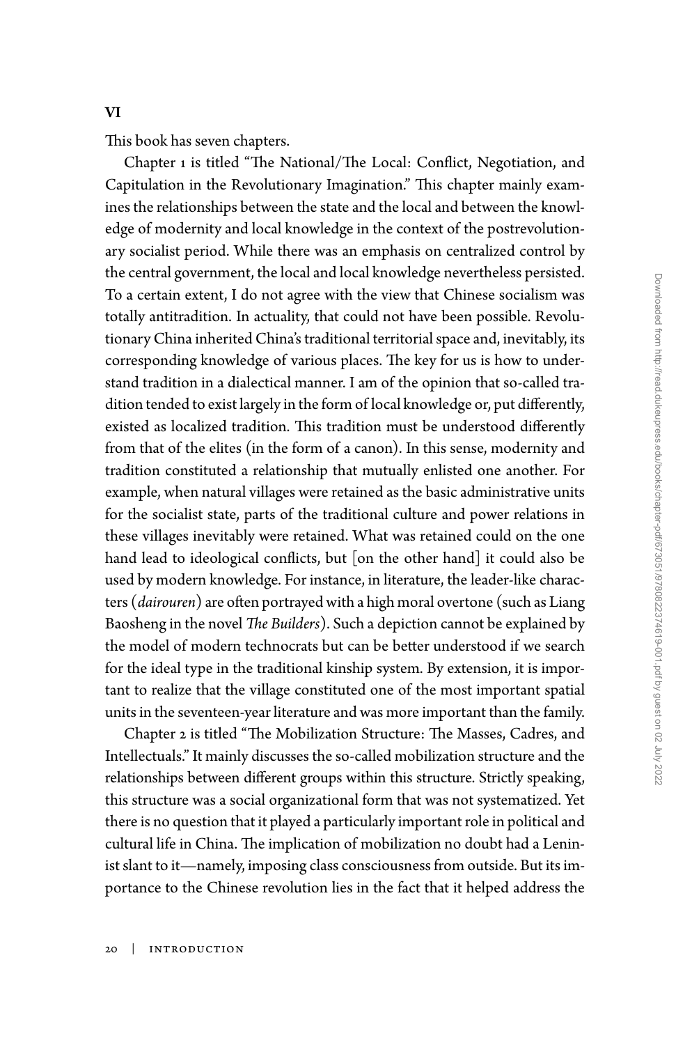## VI

This book has seven chapters.

Chapter 1 is titled "The National/The Local: Conflict, Negotiation, and Capitulation in the Revolutionary Imagination." This chapter mainly examines the relationships between the state and the local and between the knowledge of modernity and local knowledge in the context of the postrevolutionary socialist period. While there was an emphasis on centralized control by the central government, the local and local knowledge nevertheless persisted. To a certain extent, I do not agree with the view that Chinese socialism was totally antitradition. In actuality, that could not have been possible. Revolutionary China inherited China's traditional territorial space and, inevitably, its corresponding knowledge of various places. The key for us is how to understand tradition in a dialectical manner. I am of the opinion that so-called tradition tended to exist largely in the form of local knowledge or, put differently, existed as localized tradition. This tradition must be understood differently from that of the elites (in the form of a canon). In this sense, modernity and tradition constituted a relationship that mutually enlisted one another. For example, when natural villages were retained as the basic administrative units for the socialist state, parts of the traditional culture and power relations in these villages inevitably were retained. What was retained could on the one hand lead to ideological conflicts, but [on the other hand] it could also be used by modern knowledge. For instance, in literature, the leader-like characters (*dairouren*) are often portrayed with a high moral overtone (such as Liang Baosheng in the novel *The Builders*). Such a depiction cannot be explained by the model of modern technocrats but can be better understood if we search for the ideal type in the traditional kinship system. By extension, it is important to realize that the village constituted one of the most important spatial units in the seventeen-year literature and was more important than the family.

Chapter 2 is titled "The Mobilization Structure: The Masses, Cadres, and Intellectuals." It mainly discusses the so-called mobilization structure and the relationships between different groups within this structure. Strictly speaking, this structure was a social organizational form that was not systematized. Yet there is no question that it played a particularly important role in political and cultural life in China. The implication of mobilization no doubt had a Leninist slant to it—namely, imposing class consciousness from outside. But its importance to the Chinese revolution lies in the fact that it helped address the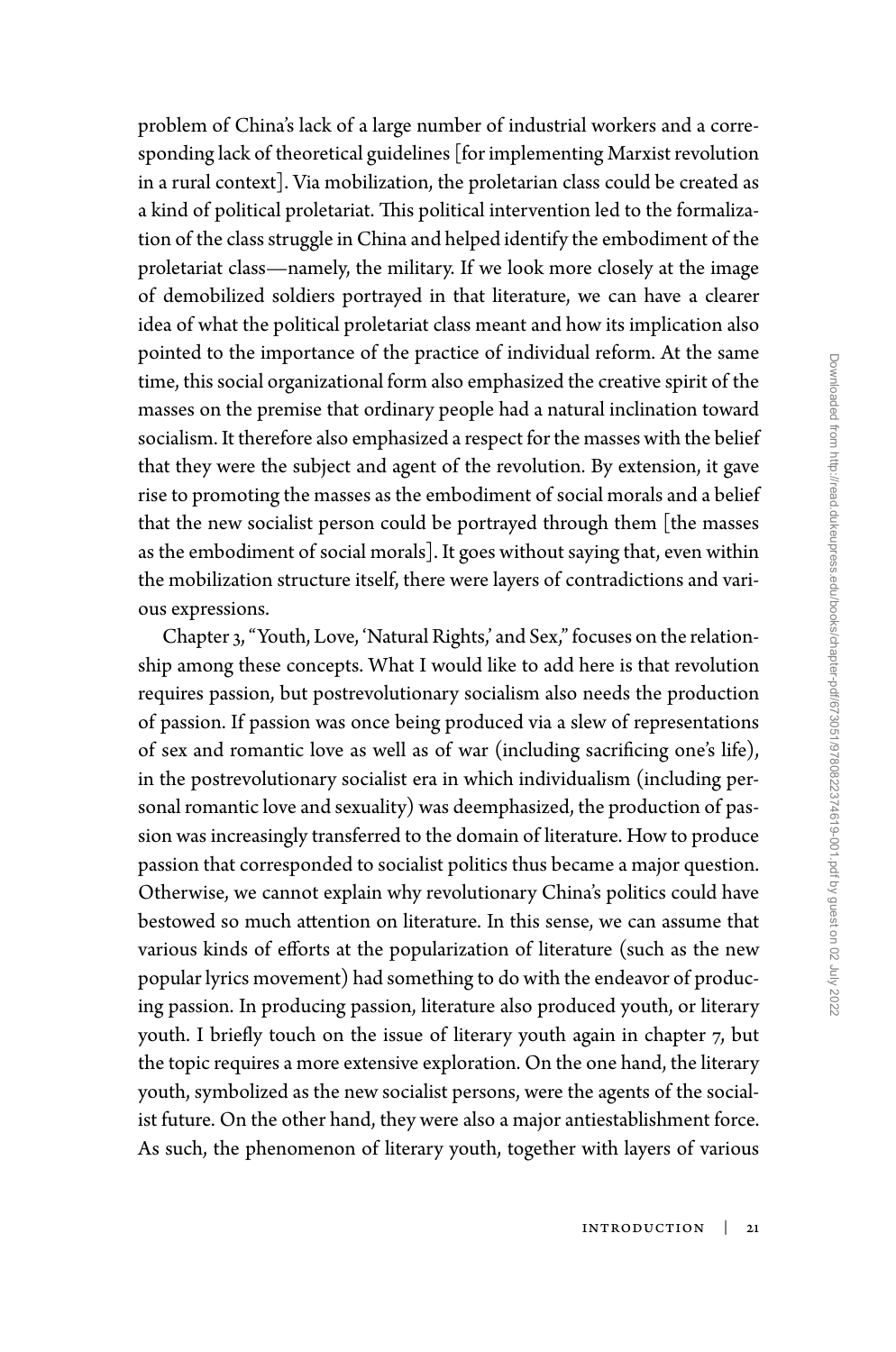problem of China's lack of a large number of industrial workers and a corresponding lack of theoretical guidelines [for implementing Marxist revolution in a rural context]. Via mobilization, the proletarian class could be created as a kind of political proletariat. This political intervention led to the formalization of the class struggle in China and helped identify the embodiment of the proletariat class—namely, the military. If we look more closely at the image of demobilized soldiers portrayed in that literature, we can have a clearer idea of what the political proletariat class meant and how its implication also pointed to the importance of the practice of individual reform. At the same time, this social organizational form also emphasized the creative spirit of the masses on the premise that ordinary people had a natural inclination toward socialism. It therefore also emphasized a respect for the masses with the belief that they were the subject and agent of the revolution. By extension, it gave rise to promoting the masses as the embodiment of social morals and a belief that the new socialist person could be portrayed through them [the masses as the embodiment of social morals]. It goes without saying that, even within the mobilization structure itself, there were layers of contradictions and various expressions.

Chapter 3, "Youth, Love, 'Natural Rights,' and Sex," focuses on the relationship among these concepts. What I would like to add here is that revolution requires passion, but postrevolutionary socialism also needs the production of passion. If passion was once being produced via a slew of representations of sex and romantic love as well as of war (including sacrificing one's life), in the postrevolutionary socialist era in which individualism (including personal romantic love and sexuality) was deemphasized, the production of passion was increasingly transferred to the domain of literature. How to produce passion that corresponded to socialist politics thus became a major question. Otherwise, we cannot explain why revolutionary China's politics could have bestowed so much attention on literature. In this sense, we can assume that various kinds of efforts at the popularization of literature (such as the new popular lyrics movement) had something to do with the endeavor of producing passion. In producing passion, literature also produced youth, or literary youth. I briefly touch on the issue of literary youth again in chapter 7, but the topic requires a more extensive exploration. On the one hand, the literary youth, symbolized as the new socialist persons, were the agents of the socialist future. On the other hand, they were also a major antiestablishment force. As such, the phenomenon of literary youth, together with layers of various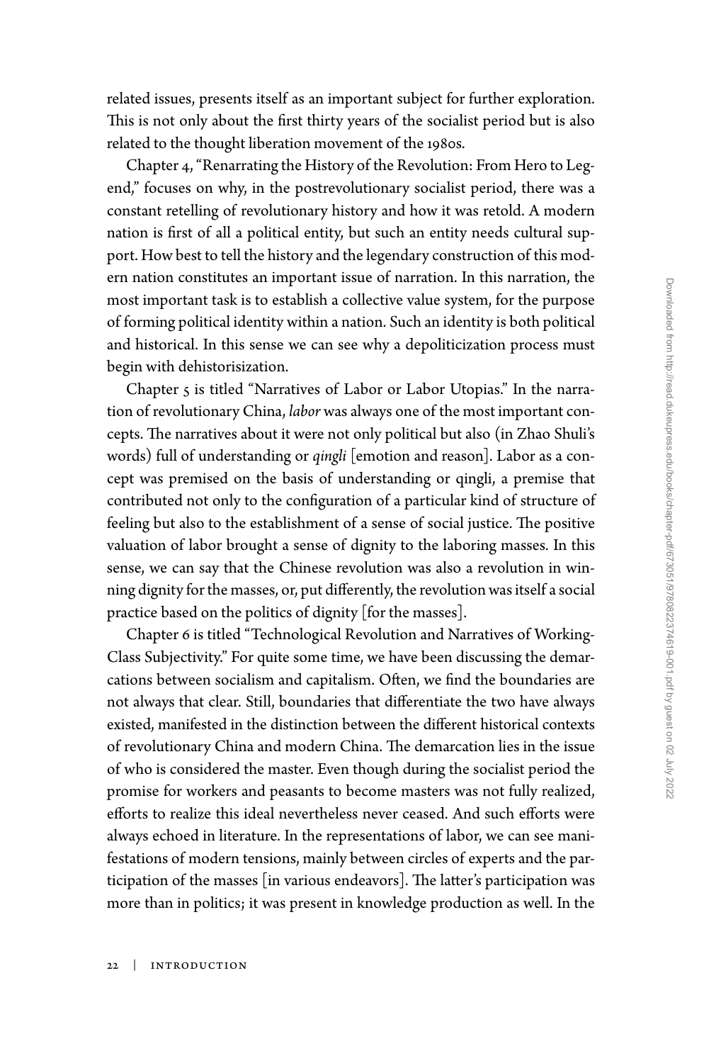related issues, presents itself as an important subject for further exploration. This is not only about the first thirty years of the socialist period but is also related to the thought liberation movement of the 1980s.

Chapter 4, "Renarrating the History of the Revolution: From Hero to Legend," focuses on why, in the postrevolutionary socialist period, there was a constant retelling of revolutionary history and how it was retold. A modern nation is first of all a political entity, but such an entity needs cultural support. How best to tell the history and the legendary construction of this modern nation constitutes an important issue of narration. In this narration, the most important task is to establish a collective value system, for the purpose of forming political identity within a nation. Such an identity is both political and historical. In this sense we can see why a depoliticization process must begin with dehistorisization.

Chapter 5 is titled "Narratives of Labor or Labor Utopias." In the narration of revolutionary China, *labor* was always one of the most important concepts. The narratives about it were not only political but also (in Zhao Shuli's words) full of understanding or *qingli* [emotion and reason]. Labor as a concept was premised on the basis of understanding or qingli, a premise that contributed not only to the configuration of a particular kind of structure of feeling but also to the establishment of a sense of social justice. The positive valuation of labor brought a sense of dignity to the laboring masses. In this sense, we can say that the Chinese revolution was also a revolution in winning dignity for the masses, or, put differently, the revolution was itself a social practice based on the politics of dignity [for the masses].

Chapter 6 is titled "Technological Revolution and Narratives of Working-Class Subjectivity." For quite some time, we have been discussing the demarcations between socialism and capitalism. Often, we find the boundaries are not always that clear. Still, boundaries that differentiate the two have always existed, manifested in the distinction between the different historical contexts of revolutionary China and modern China. The demarcation lies in the issue of who is considered the master. Even though during the socialist period the promise for workers and peasants to become masters was not fully realized, efforts to realize this ideal nevertheless never ceased. And such efforts were always echoed in literature. In the representations of labor, we can see manifestations of modern tensions, mainly between circles of experts and the participation of the masses [in various endeavors]. The latter's participation was more than in politics; it was present in knowledge production as well. In the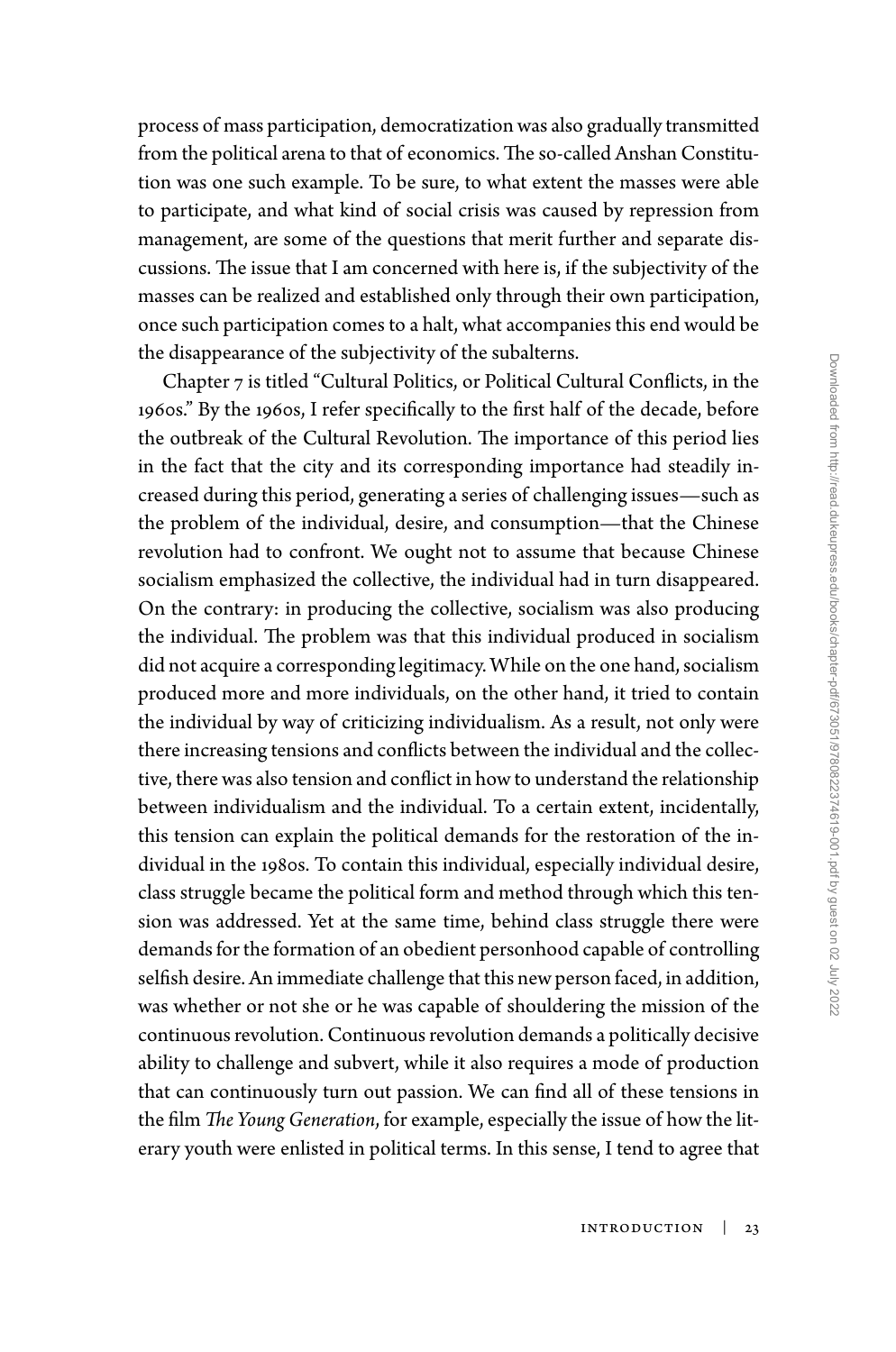process of mass participation, democratization was also gradually transmitted from the political arena to that of economics. The so-called Anshan Constitution was one such example. To be sure, to what extent the masses were able to participate, and what kind of social crisis was caused by repression from management, are some of the questions that merit further and separate discussions. The issue that I am concerned with here is, if the subjectivity of the masses can be realized and established only through their own participation, once such participation comes to a halt, what accompanies this end would be the disappearance of the subjectivity of the subalterns.

Chapter 7 is titled "Cultural Politics, or Political Cultural Conflicts, in the 1960s." By the 1960s, I refer specifically to the first half of the decade, before the outbreak of the Cultural Revolution. The importance of this period lies in the fact that the city and its corresponding importance had steadily increased during this period, generating a series of challenging issues—such as the problem of the individual, desire, and consumption—that the Chinese revolution had to confront. We ought not to assume that because Chinese socialism emphasized the collective, the individual had in turn disappeared. On the contrary: in producing the collective, socialism was also producing the individual. The problem was that this individual produced in socialism did not acquire a corresponding legitimacy. While on the one hand, socialism produced more and more individuals, on the other hand, it tried to contain the individual by way of criticizing individualism. As a result, not only were there increasing tensions and conflicts between the individual and the collective, there was also tension and conflict in how to understand the relationship between individualism and the individual. To a certain extent, incidentally, this tension can explain the political demands for the restoration of the individual in the 1980s. To contain this individual, especially individual desire, class struggle became the political form and method through which this tension was addressed. Yet at the same time, behind class struggle there were demands for the formation of an obedient personhood capable of controlling selfish desire. An immediate challenge that this new person faced, in addition, was whether or not she or he was capable of shouldering the mission of the continuous revolution. Continuous revolution demands a politically decisive ability to challenge and subvert, while it also requires a mode of production that can continuously turn out passion. We can find all of these tensions in the film *The Young Generation*, for example, especially the issue of how the literary youth were enlisted in political terms. In this sense, I tend to agree that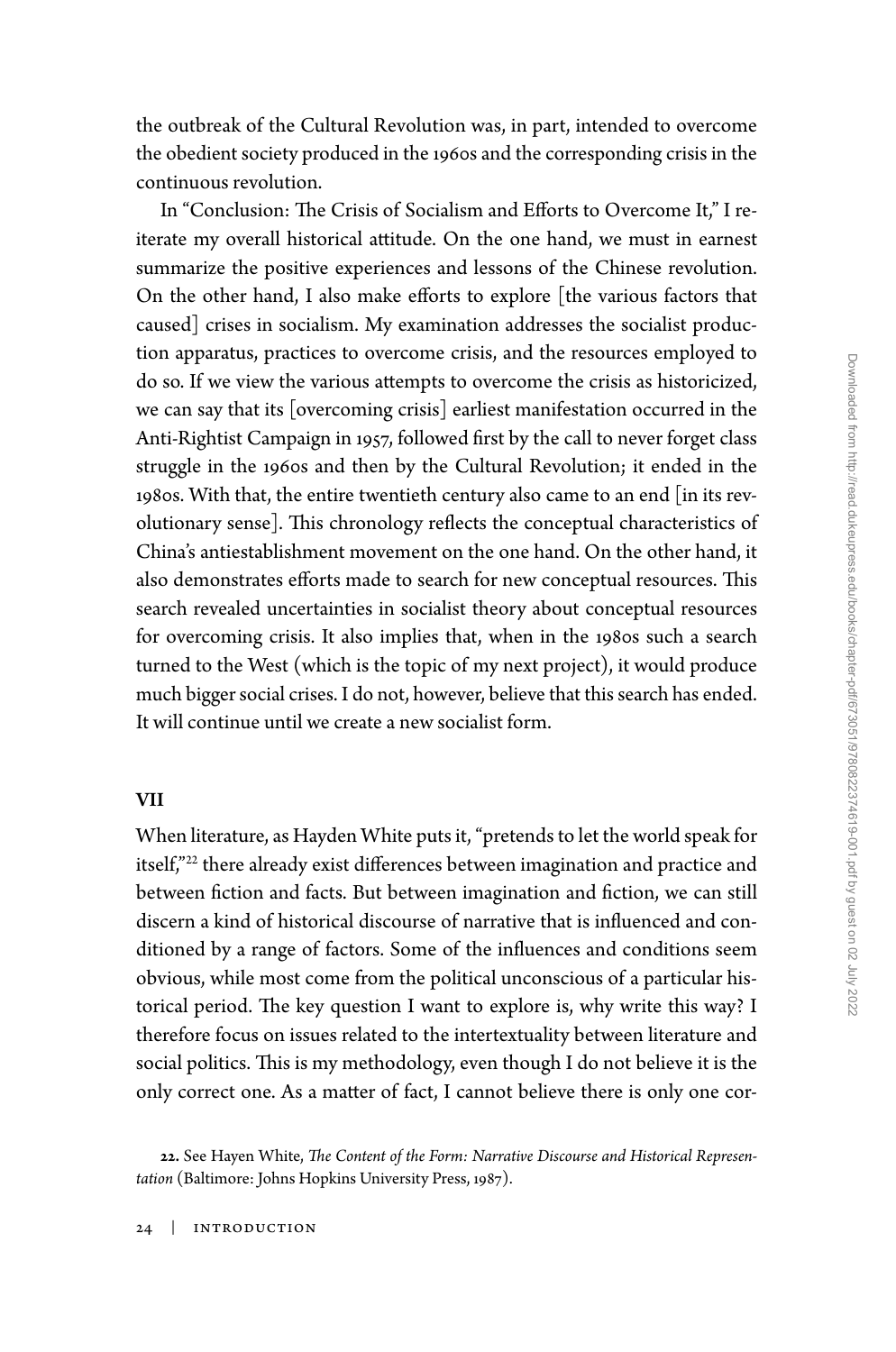the outbreak of the Cultural Revolution was, in part, intended to overcome the obedient society produced in the 1960s and the corresponding crisis in the continuous revolution.

In "Conclusion: The Crisis of Socialism and Efforts to Overcome It," I reiterate my overall historical attitude. On the one hand, we must in earnest summarize the positive experiences and lessons of the Chinese revolution. On the other hand, I also make efforts to explore [the various factors that caused] crises in socialism. My examination addresses the socialist production apparatus, practices to overcome crisis, and the resources employed to do so. If we view the various attempts to overcome the crisis as historicized, we can say that its [overcoming crisis] earliest manifestation occurred in the Anti-Rightist Campaign in 1957, followed first by the call to never forget class struggle in the 1960s and then by the Cultural Revolution; it ended in the 1980s. With that, the entire twentieth century also came to an end [in its revolutionary sense]. This chronology reflects the conceptual characteristics of China's antiestablishment movement on the one hand. On the other hand, it also demonstrates efforts made to search for new conceptual resources. This search revealed uncertainties in socialist theory about conceptual resources for overcoming crisis. It also implies that, when in the 1980s such a search turned to the West (which is the topic of my next project), it would produce much bigger social crises. I do not, however, believe that this search has ended. It will continue until we create a new socialist form.

## VII

When literature, as Hayden White puts it, "pretends to let the world speak for itself,"[22] there already exist differences between imagination and practice and between fiction and facts. But between imagination and fiction, we can still discern a kind of historical discourse of narrative that is influenced and conditioned by a range of factors. Some of the influences and conditions seem obvious, while most come from the political unconscious of a particular historical period. The key question I want to explore is, why write this way? I therefore focus on issues related to the intertextuality between literature and social politics. This is my methodology, even though I do not believe it is the only correct one. As a matter of fact, I cannot believe there is only one cor-

22. See Hayen White, *The Content of the Form: Narrative Discourse and Historical Representation* (Baltimore: Johns Hopkins University Press, 1987).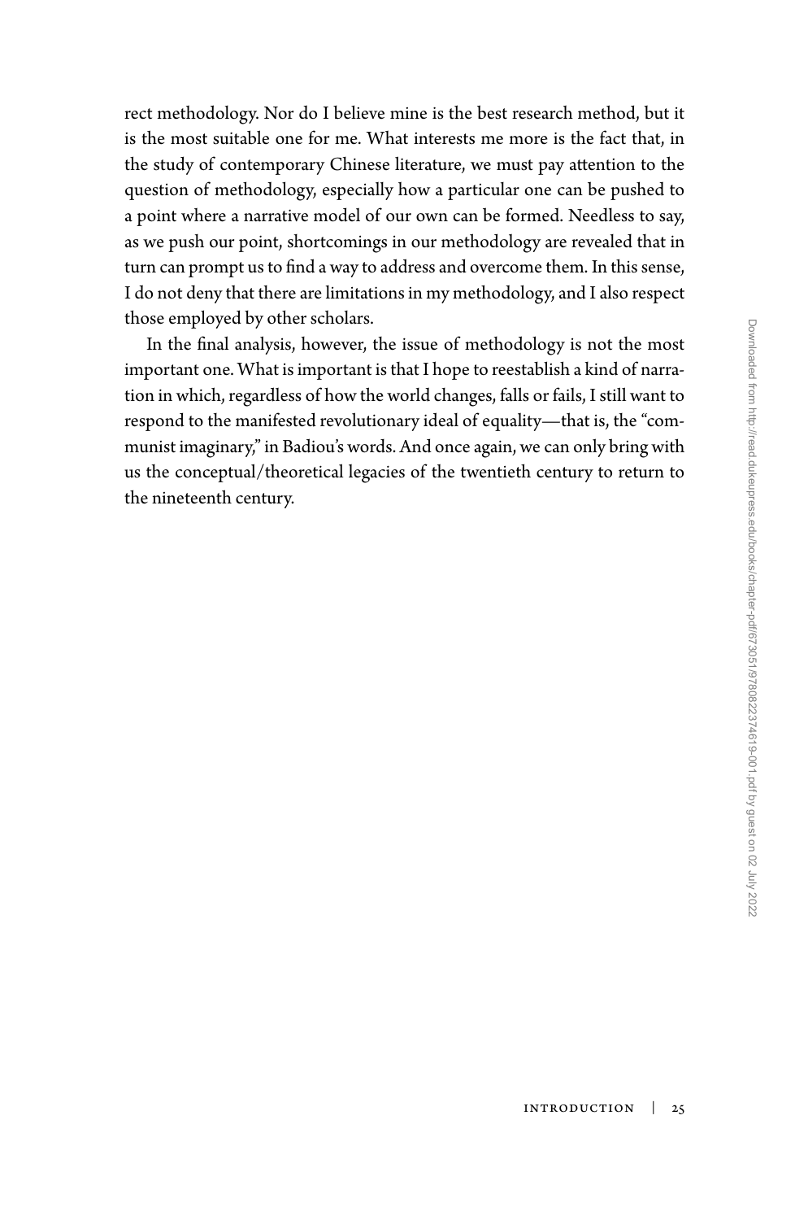rect methodology. Nor do I believe mine is the best research method, but it is the most suitable one for me. What interests me more is the fact that, in the study of contemporary Chinese literature, we must pay attention to the question of methodology, especially how a particular one can be pushed to a point where a narrative model of our own can be formed. Needless to say, as we push our point, shortcomings in our methodology are revealed that in turn can prompt us to find a way to address and overcome them. In this sense, I do not deny that there are limitations in my methodology, and I also respect those employed by other scholars.

In the final analysis, however, the issue of methodology is not the most important one. What is important is that I hope to reestablish a kind of narration in which, regardless of how the world changes, falls or fails, I still want to respond to the manifested revolutionary ideal of equality—that is, the "communist imaginary," in Badiou's words. And once again, we can only bring with us the conceptual/theoretical legacies of the twentieth century to return to the nineteenth century.